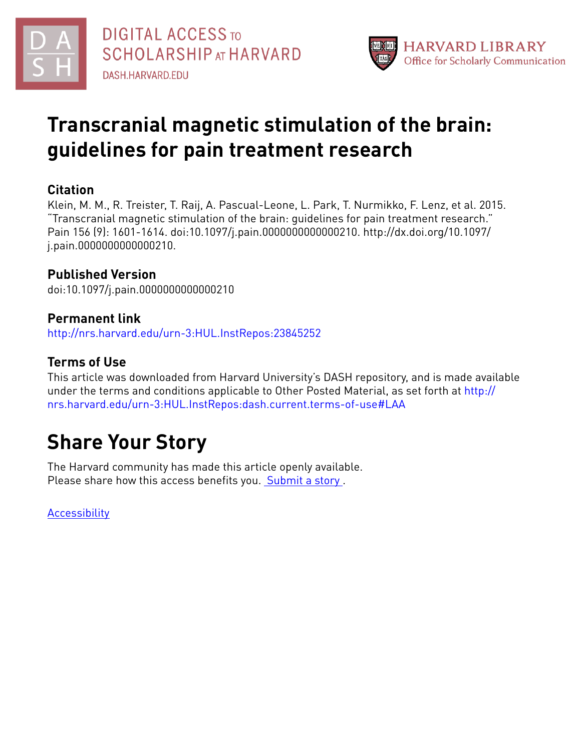DIGITAL ACCESS TO SCHOLARSHIP AT HARVARD

DASH.HARVARD.EDU

HARVARD LIBRARY
Office for Scholarly Communication

# Transcranial magnetic stimulation of the brain: guidelines for pain treatment research

## Citation

Klein, M. M., R. Treister, T. Raij, A. Pascual-Leone, L. Park, T. Nurmikko, F. Lenz, et al. 2015. "Transcranial magnetic stimulation of the brain: guidelines for pain treatment research." Pain 156 (9): 1601-1614. doi:10.1097/j.pain.0000000000000210. http://dx.doi.org/10.1097/j.pain.0000000000000210.

## Published Version

doi:10.1097/j.pain.0000000000000210

## Permanent link

http://nrs.harvard.edu/urn-3:HUL.InstRepos:23845252

## Terms of Use

This article was downloaded from Harvard University's DASH repository, and is made available under the terms and conditions applicable to Other Posted Material, as set forth at http://nrs.harvard.edu/urn-3:HUL.InstRepos:dash.current.terms-of-use#LAA

# Share Your Story

The Harvard community has made this article openly available.
Please share how this access benefits you. [Submit a story](#).

[Accessibility](#)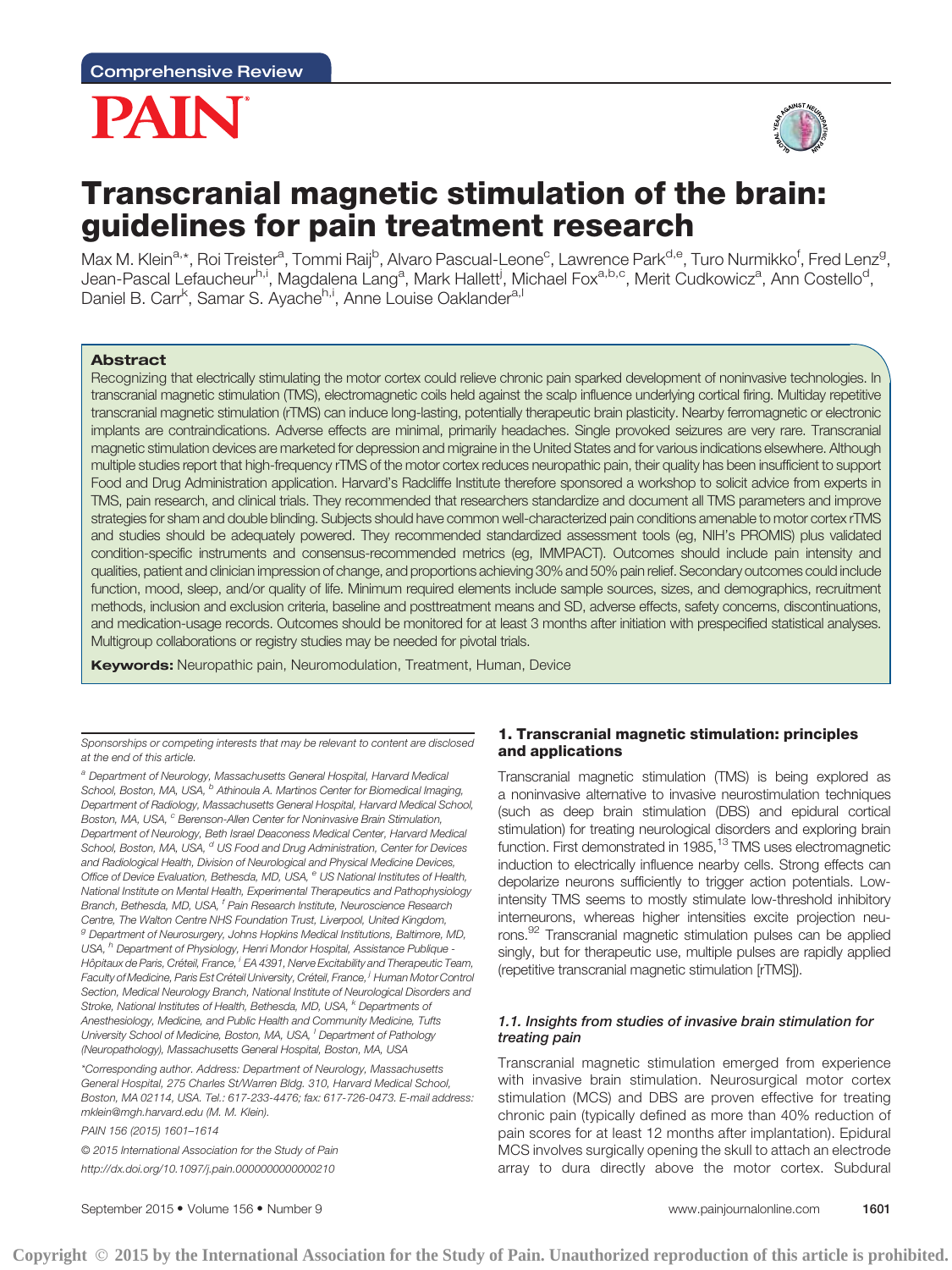Comprehensive Review

# Transcranial magnetic stimulation of the brain: guidelines for pain treatment research

Max M. Klein[a,*], Roi Treister[a], Tommi Raij[b], Alvaro Pascual-Leone[c], Lawrence Park[d,e], Turo Nurmikko[f], Fred Lenz[g], Jean-Pascal Lefaucheur[h,i], Magdalena Lang[a], Mark Hallett[j], Michael Fox[a,b,c], Merit Cudkowicz[a], Ann Costello[d], Daniel B. Carr[k], Samar S. Ayache[h,i], Anne Louise Oaklander[a,l]

## Abstract

Recognizing that electrically stimulating the motor cortex could relieve chronic pain sparked development of noninvasive technologies. In transcranial magnetic stimulation (TMS), electromagnetic coils held against the scalp influence underlying cortical firing. Multiday repetitive transcranial magnetic stimulation (rTMS) can induce long-lasting, potentially therapeutic brain plasticity. Nearby ferromagnetic or electronic implants are contraindications. Adverse effects are minimal, primarily headaches. Single provoked seizures are very rare. Transcranial magnetic stimulation devices are marketed for depression and migraine in the United States and for various indications elsewhere. Although multiple studies report that high-frequency rTMS of the motor cortex reduces neuropathic pain, their quality has been insufficient to support Food and Drug Administration application. Harvard's Radcliffe Institute therefore sponsored a workshop to solicit advice from experts in TMS, pain research, and clinical trials. They recommended that researchers standardize and document all TMS parameters and improve strategies for sham and double blinding. Subjects should have common well-characterized pain conditions amenable to motor cortex rTMS and studies should be adequately powered. They recommended standardized assessment tools (eg, NIH's PROMIS) plus validated condition-specific instruments and consensus-recommended metrics (eg, IMMPACT). Outcomes should include pain intensity and qualities, patient and clinician impression of change, and proportions achieving 30% and 50% pain relief. Secondary outcomes could include function, mood, sleep, and/or quality of life. Minimum required elements include sample sources, sizes, and demographics, recruitment methods, inclusion and exclusion criteria, baseline and posttreatment means and SD, adverse effects, safety concerns, discontinuations, and medication-usage records. Outcomes should be monitored for at least 3 months after initiation with prespecified statistical analyses. Multigroup collaborations or registry studies may be needed for pivotal trials.

**Keywords:** Neuropathic pain, Neuromodulation, Treatment, Human, Device

*Sponsorships or competing interests that may be relevant to content are disclosed at the end of this article.*

[a] Department of Neurology, Massachusetts General Hospital, Harvard Medical School, Boston, MA, USA, [b] Athinoula A. Martinos Center for Biomedical Imaging, Department of Radiology, Massachusetts General Hospital, Harvard Medical School, Boston, MA, USA, [c] Berenson-Allen Center for Noninvasive Brain Stimulation, Department of Neurology, Beth Israel Deaconess Medical Center, Harvard Medical School, Boston, MA, USA, [d] US Food and Drug Administration, Center for Devices and Radiological Health, Division of Neurological and Physical Medicine Devices, Office of Device Evaluation, Bethesda, MD, USA, [e] US National Institutes of Health, National Institute on Mental Health, Experimental Therapeutics and Pathophysiology Branch, Bethesda, MD, USA, [f] Pain Research Institute, Neuroscience Research Centre, The Walton Centre NHS Foundation Trust, Liverpool, United Kingdom, [g] Department of Neurosurgery, Johns Hopkins Medical Institutions, Baltimore, MD, USA, [h] Department of Physiology, Henri Mondor Hospital, Assistance Publique - Hôpitaux de Paris, Créteil, France, [i] EA 4391, Nerve Excitability and Therapeutic Team, Faculty of Medicine, Paris Est Créteil University, Créteil, France, [j] Human Motor Control Section, Medical Neurology Branch, National Institute of Neurological Disorders and Stroke, National Institutes of Health, Bethesda, MD, USA, [k] Departments of Anesthesiology, Medicine, and Public Health and Community Medicine, Tufts University School of Medicine, Boston, MA, USA, [l] Department of Pathology (Neuropathology), Massachusetts General Hospital, Boston, MA, USA

*Corresponding author. Address: Department of Neurology, Massachusetts General Hospital, 275 Charles St/Warren Bldg. 310, Harvard Medical School, Boston, MA 02114, USA. Tel.: 617-233-4476; fax: 617-726-0473. E-mail address: mklein@mgh.harvard.edu (M. M. Klein).

PAIN 156 (2015) 1601–1614

© 2015 International Association for the Study of Pain

http://dx.doi.org/10.1097/j.pain.0000000000000210

## 1. Transcranial magnetic stimulation: principles and applications

Transcranial magnetic stimulation (TMS) is being explored as a noninvasive alternative to invasive neurostimulation techniques (such as deep brain stimulation (DBS) and epidural cortical stimulation) for treating neurological disorders and exploring brain function. First demonstrated in 1985,[13] TMS uses electromagnetic induction to electrically influence nearby cells. Strong effects can depolarize neurons sufficiently to trigger action potentials. Low-intensity TMS seems to mostly stimulate low-threshold inhibitory interneurons, whereas higher intensities excite projection neurons.[92] Transcranial magnetic stimulation pulses can be applied singly, but for therapeutic use, multiple pulses are rapidly applied (repetitive transcranial magnetic stimulation [rTMS]).

### 1.1. Insights from studies of invasive brain stimulation for treating pain

Transcranial magnetic stimulation emerged from experience with invasive brain stimulation. Neurosurgical motor cortex stimulation (MCS) and DBS are proven effective for treating chronic pain (typically defined as more than 40% reduction of pain scores for at least 12 months after implantation). Epidural MCS involves surgically opening the skull to attach an electrode array to dura directly above the motor cortex. Subdural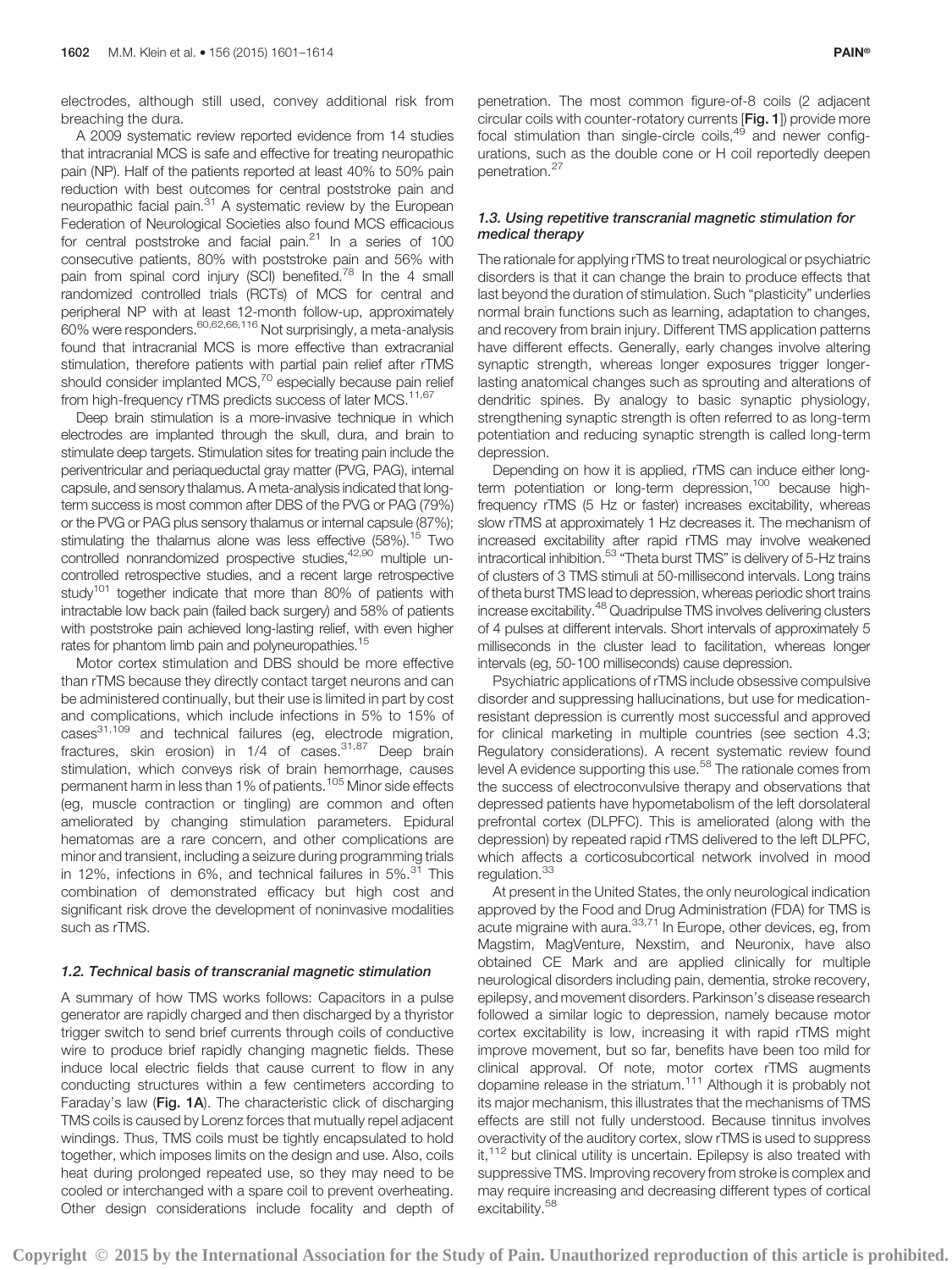electrodes, although still used, convey additional risk from breaching the dura.

A 2009 systematic review reported evidence from 14 studies that intracranial MCS is safe and effective for treating neuropathic pain (NP). Half of the patients reported at least 40% to 50% pain reduction with best outcomes for central poststroke pain and neuropathic facial pain.[31] A systematic review by the European Federation of Neurological Societies also found MCS efficacious for central poststroke and facial pain.[21] In a series of 100 consecutive patients, 80% with poststroke pain and 56% with pain from spinal cord injury (SCI) benefited.[78] In the 4 small randomized controlled trials (RCTs) of MCS for central and peripheral NP with at least 12-month follow-up, approximately 60% were responders.[60,62,66,116] Not surprisingly, a meta-analysis found that intracranial MCS is more effective than extracranial stimulation, therefore patients with partial pain relief after rTMS should consider implanted MCS,[70] especially because pain relief from high-frequency rTMS predicts success of later MCS.[11,67]

Deep brain stimulation is a more-invasive technique in which electrodes are implanted through the skull, dura, and brain to stimulate deep targets. Stimulation sites for treating pain include the periventricular and periaqueductal gray matter (PVG, PAG), internal capsule, and sensory thalamus. A meta-analysis indicated that long-term success is most common after DBS of the PVG or PAG (79%) or the PVG or PAG plus sensory thalamus or internal capsule (87%); stimulating the thalamus alone was less effective (58%).[15] Two controlled nonrandomized prospective studies,[42,90] multiple uncontrolled retrospective studies, and a recent large retrospective study[101] together indicate that more than 80% of patients with intractable low back pain (failed back surgery) and 58% of patients with poststroke pain achieved long-lasting relief, with even higher rates for phantom limb pain and polyneuropathies.[15]

Motor cortex stimulation and DBS should be more effective than rTMS because they directly contact target neurons and can be administered continually, but their use is limited in part by cost and complications, which include infections in 5% to 15% of cases[31,109] and technical failures (eg, electrode migration, fractures, skin erosion) in 1/4 of cases.[31,87] Deep brain stimulation, which conveys risk of brain hemorrhage, causes permanent harm in less than 1% of patients.[105] Minor side effects (eg, muscle contraction or tingling) are common and often ameliorated by changing stimulation parameters. Epidural hematomas are a rare concern, and other complications are minor and transient, including a seizure during programming trials in 12%, infections in 6%, and technical failures in 5%.[31] This combination of demonstrated efficacy but high cost and significant risk drove the development of noninvasive modalities such as rTMS.

### 1.2. Technical basis of transcranial magnetic stimulation

A summary of how TMS works follows: Capacitors in a pulse generator are rapidly charged and then discharged by a thyristor trigger switch to send brief currents through coils of conductive wire to produce brief rapidly changing magnetic fields. These induce local electric fields that cause current to flow in any conducting structures within a few centimeters according to Faraday's law (**Fig. 1A**). The characteristic click of discharging TMS coils is caused by Lorenz forces that mutually repel adjacent windings. Thus, TMS coils must be tightly encapsulated to hold together, which imposes limits on the design and use. Also, coils heat during prolonged repeated use, so they may need to be cooled or interchanged with a spare coil to prevent overheating. Other design considerations include focality and depth of penetration. The most common figure-of-8 coils (2 adjacent circular coils with counter-rotatory currents [**Fig. 1**]) provide more focal stimulation than single-circle coils,[49] and newer configurations, such as the double cone or H coil reportedly deepen penetration.[27]

### 1.3. Using repetitive transcranial magnetic stimulation for medical therapy

The rationale for applying rTMS to treat neurological or psychiatric disorders is that it can change the brain to produce effects that last beyond the duration of stimulation. Such "plasticity" underlies normal brain functions such as learning, adaptation to changes, and recovery from brain injury. Different TMS application patterns have different effects. Generally, early changes involve altering synaptic strength, whereas longer exposures trigger longer-lasting anatomical changes such as sprouting and alterations of dendritic spines. By analogy to basic synaptic physiology, strengthening synaptic strength is often referred to as long-term potentiation and reducing synaptic strength is called long-term depression.

Depending on how it is applied, rTMS can induce either long-term potentiation or long-term depression,[100] because high-frequency rTMS (5 Hz or faster) increases excitability, whereas slow rTMS at approximately 1 Hz decreases it. The mechanism of increased excitability after rapid rTMS may involve weakened intracortical inhibition.[53] "Theta burst TMS" is delivery of 5-Hz trains of clusters of 3 TMS stimuli at 50-millisecond intervals. Long trains of theta burst TMS lead to depression, whereas periodic short trains increase excitability.[48] Quadripulse TMS involves delivering clusters of 4 pulses at different intervals. Short intervals of approximately 5 milliseconds in the cluster lead to facilitation, whereas longer intervals (eg, 50-100 milliseconds) cause depression.

Psychiatric applications of rTMS include obsessive compulsive disorder and suppressing hallucinations, but use for medication-resistant depression is currently most successful and approved for clinical marketing in multiple countries (see section 4.3; Regulatory considerations). A recent systematic review found level A evidence supporting this use.[58] The rationale comes from the success of electroconvulsive therapy and observations that depressed patients have hypometabolism of the left dorsolateral prefrontal cortex (DLPFC). This is ameliorated (along with the depression) by repeated rapid rTMS delivered to the left DLPFC, which affects a corticosubcortical network involved in mood regulation.[33]

At present in the United States, the only neurological indication approved by the Food and Drug Administration (FDA) for TMS is acute migraine with aura.[33,71] In Europe, other devices, eg, from Magstim, MagVenture, Nexstim, and Neuronix, have also obtained CE Mark and are applied clinically for multiple neurological disorders including pain, dementia, stroke recovery, epilepsy, and movement disorders. Parkinson's disease research followed a similar logic to depression, namely because motor cortex excitability is low, increasing it with rapid rTMS might improve movement, but so far, benefits have been too mild for clinical approval. Of note, motor cortex rTMS augments dopamine release in the striatum.[111] Although it is probably not its major mechanism, this illustrates that the mechanisms of TMS effects are still not fully understood. Because tinnitus involves overactivity of the auditory cortex, slow rTMS is used to suppress it,[112] but clinical utility is uncertain. Epilepsy is also treated with suppressive TMS. Improving recovery from stroke is complex and may require increasing and decreasing different types of cortical excitability.[58]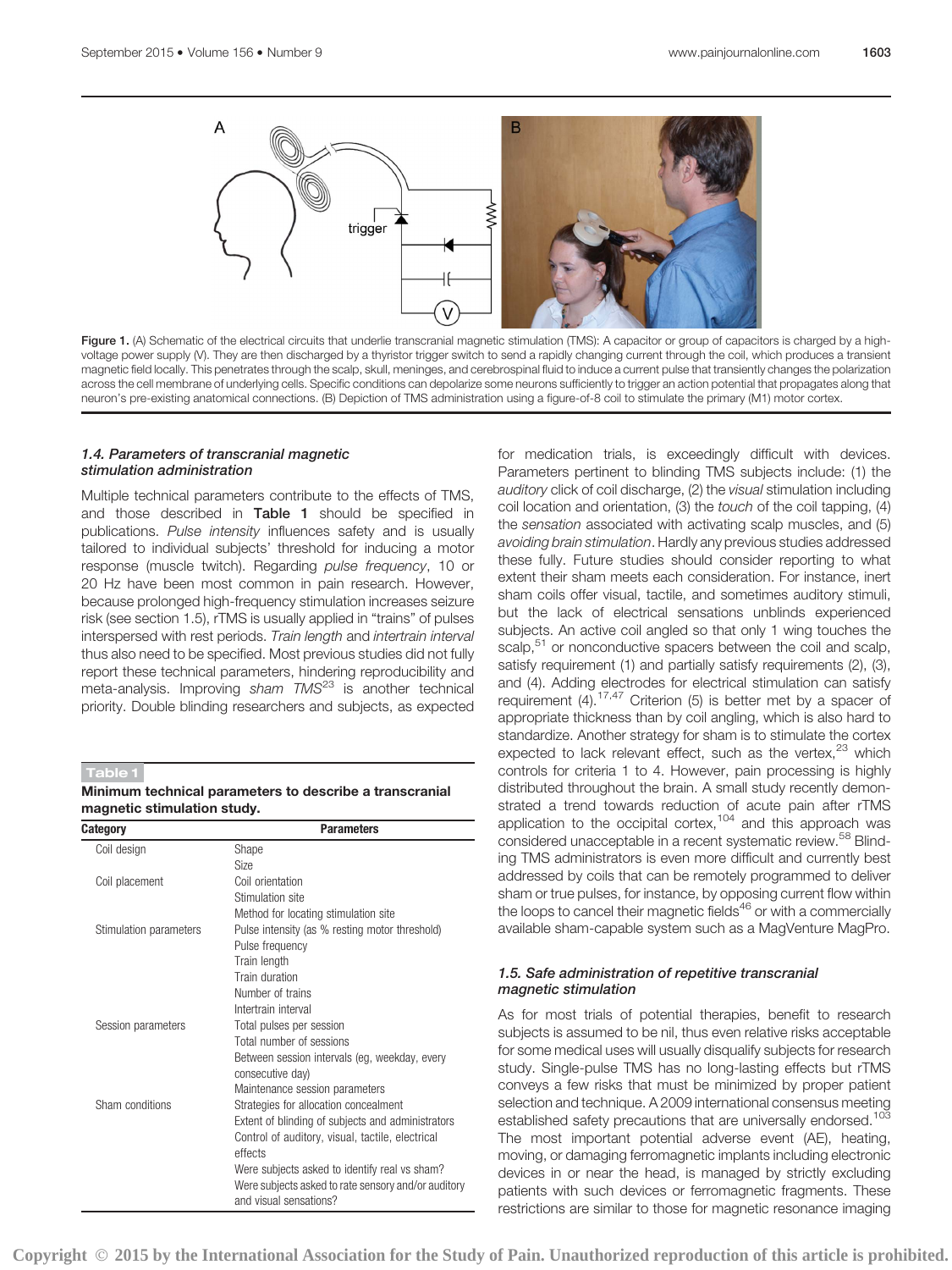Figure 1. (A) Schematic of the electrical circuits that underlie transcranial magnetic stimulation (TMS): A capacitor or group of capacitors is charged by a high-voltage power supply (V). They are then discharged by a thyristor trigger switch to send a rapidly changing current through the coil, which produces a transient magnetic field locally. This penetrates through the scalp, skull, meninges, and cerebrospinal fluid to induce a current pulse that transiently changes the polarization across the cell membrane of underlying cells. Specific conditions can depolarize some neurons sufficiently to trigger an action potential that propagates along that neuron's pre-existing anatomical connections. (B) Depiction of TMS administration using a figure-of-8 coil to stimulate the primary (M1) motor cortex.

### 1.4. Parameters of transcranial magnetic stimulation administration

Multiple technical parameters contribute to the effects of TMS, and those described in **Table 1** should be specified in publications. *Pulse intensity* influences safety and is usually tailored to individual subjects' threshold for inducing a motor response (muscle twitch). Regarding *pulse frequency*, 10 or 20 Hz have been most common in pain research. However, because prolonged high-frequency stimulation increases seizure risk (see section 1.5), rTMS is usually applied in "trains" of pulses interspersed with rest periods. *Train length* and *intertrain interval* thus also need to be specified. Most previous studies did not fully report these technical parameters, hindering reproducibility and meta-analysis. Improving *sham TMS*[23] is another technical priority. Double blinding researchers and subjects, as expected for medication trials, is exceedingly difficult with devices. Parameters pertinent to blinding TMS subjects include: (1) the *auditory* click of coil discharge, (2) the *visual* stimulation including coil location and orientation, (3) the *touch* of the coil tapping, (4) the *sensation* associated with activating scalp muscles, and (5) *avoiding brain stimulation*. Hardly any previous studies addressed these fully. Future studies should consider reporting to what extent their sham meets each consideration. For instance, inert sham coils offer visual, tactile, and sometimes auditory stimuli, but the lack of electrical sensations unblinds experienced subjects. An active coil angled so that only 1 wing touches the scalp,[51] or nonconductive spacers between the coil and scalp, satisfy requirement (1) and partially satisfy requirements (2), (3), and (4). Adding electrodes for electrical stimulation can satisfy requirement (4).[17,47] Criterion (5) is better met by a spacer of appropriate thickness than by coil angling, which is also hard to standardize. Another strategy for sham is to stimulate the cortex expected to lack relevant effect, such as the vertex,[23] which controls for criteria 1 to 4. However, pain processing is highly distributed throughout the brain. A small study recently demonstrated a trend towards reduction of acute pain after rTMS application to the occipital cortex,[104] and this approach was considered unacceptable in a recent systematic review.[58] Blinding TMS administrators is even more difficult and currently best addressed by coils that can be remotely programmed to deliver sham or true pulses, for instance, by opposing current flow within the loops to cancel their magnetic fields[46] or with a commercially available sham-capable system such as a MagVenture MagPro.

**Table 1**

**Minimum technical parameters to describe a transcranial magnetic stimulation study.**

| Category | Parameters |
|---|---|
| Coil design | Shape |
| | Size |
| Coil placement | Coil orientation |
| | Stimulation site |
| | Method for locating stimulation site |
| Stimulation parameters | Pulse intensity (as % resting motor threshold) |
| | Pulse frequency |
| | Train length |
| | Train duration |
| | Number of trains |
| | Intertrain interval |
| Session parameters | Total pulses per session |
| | Total number of sessions |
| | Between session intervals (eg, weekday, every consecutive day) |
| | Maintenance session parameters |
| Sham conditions | Strategies for allocation concealment |
| | Extent of blinding of subjects and administrators |
| | Control of auditory, visual, tactile, electrical effects |
| | Were subjects asked to identify real vs sham? |
| | Were subjects asked to rate sensory and/or auditory and visual sensations? |

### 1.5. Safe administration of repetitive transcranial magnetic stimulation

As for most trials of potential therapies, benefit to research subjects is assumed to be nil, thus even relative risks acceptable for some medical uses will usually disqualify subjects for research study. Single-pulse TMS has no long-lasting effects but rTMS conveys a few risks that must be minimized by proper patient selection and technique. A 2009 international consensus meeting established safety precautions that are universally endorsed.[103] The most important potential adverse event (AE), heating, moving, or damaging ferromagnetic implants including electronic devices in or near the head, is managed by strictly excluding patients with such devices or ferromagnetic fragments. These restrictions are similar to those for magnetic resonance imaging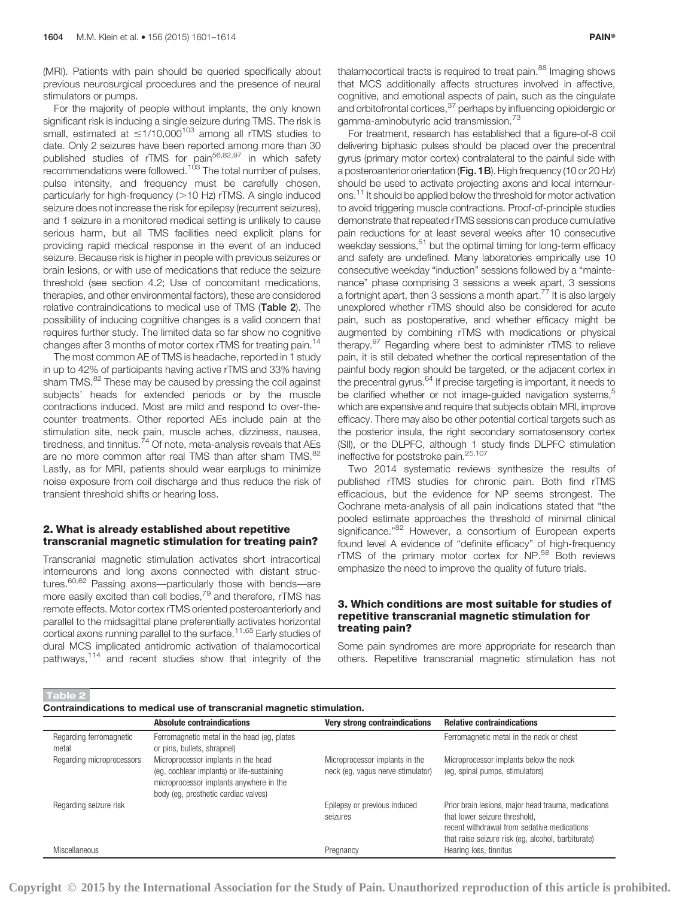(MRI). Patients with pain should be queried specifically about previous neurosurgical procedures and the presence of neural stimulators or pumps.

For the majority of people without implants, the only known significant risk is inducing a single seizure during TMS. The risk is small, estimated at ≤1/10,000[103] among all rTMS studies to date. Only 2 seizures have been reported among more than 30 published studies of rTMS for pain[56,82,97] in which safety recommendations were followed.[103] The total number of pulses, pulse intensity, and frequency must be carefully chosen, particularly for high-frequency (>10 Hz) rTMS. A single induced seizure does not increase the risk for epilepsy (recurrent seizures), and 1 seizure in a monitored medical setting is unlikely to cause serious harm, but all TMS facilities need explicit plans for providing rapid medical response in the event of an induced seizure. Because risk is higher in people with previous seizures or brain lesions, or with use of medications that reduce the seizure threshold (see section 4.2; Use of concomitant medications, therapies, and other environmental factors), these are considered relative contraindications to medical use of TMS (**Table 2**). The possibility of inducing cognitive changes is a valid concern that requires further study. The limited data so far show no cognitive changes after 3 months of motor cortex rTMS for treating pain.[14]

The most common AE of TMS is headache, reported in 1 study in up to 42% of participants having active rTMS and 33% having sham TMS.[82] These may be caused by pressing the coil against subjects' heads for extended periods or by the muscle contractions induced. Most are mild and respond to over-the-counter treatments. Other reported AEs include pain at the stimulation site, neck pain, muscle aches, dizziness, nausea, tiredness, and tinnitus.[74] Of note, meta-analysis reveals that AEs are no more common after real TMS than after sham TMS.[82] Lastly, as for MRI, patients should wear earplugs to minimize noise exposure from coil discharge and thus reduce the risk of transient threshold shifts or hearing loss.

## 2. What is already established about repetitive transcranial magnetic stimulation for treating pain?

Transcranial magnetic stimulation activates short intracortical interneurons and long axons connected with distant structures.[60,62] Passing axons—particularly those with bends—are more easily excited than cell bodies,[79] and therefore, rTMS has remote effects. Motor cortex rTMS oriented posteroanteriorly and parallel to the midsagittal plane preferentially activates horizontal cortical axons running parallel to the surface.[11,65] Early studies of dural MCS implicated antidromic activation of thalamocortical pathways,[114] and recent studies show that integrity of the thalamocortical tracts is required to treat pain.[88] Imaging shows that MCS additionally affects structures involved in affective, cognitive, and emotional aspects of pain, such as the cingulate and orbitofrontal cortices,[37] perhaps by influencing opioidergic or gamma-aminobutyric acid transmission.[73]

For treatment, research has established that a figure-of-8 coil delivering biphasic pulses should be placed over the precentral gyrus (primary motor cortex) contralateral to the painful side with a posteroanterior orientation (**Fig. 1B**). High frequency (10 or 20 Hz) should be used to activate projecting axons and local interneurons.[11] It should be applied below the threshold for motor activation to avoid triggering muscle contractions. Proof-of-principle studies demonstrate that repeated rTMS sessions can produce cumulative pain reductions for at least several weeks after 10 consecutive weekday sessions,[51] but the optimal timing for long-term efficacy and safety are undefined. Many laboratories empirically use 10 consecutive weekday "induction" sessions followed by a "maintenance" phase comprising 3 sessions a week apart, 3 sessions a fortnight apart, then 3 sessions a month apart.[77] It is also largely unexplored whether rTMS should also be considered for acute pain, such as postoperative, and whether efficacy might be augmented by combining rTMS with medications or physical therapy.[97] Regarding where best to administer rTMS to relieve pain, it is still debated whether the cortical representation of the painful body region should be targeted, or the adjacent cortex in the precentral gyrus.[64] If precise targeting is important, it needs to be clarified whether or not image-guided navigation systems,[5] which are expensive and require that subjects obtain MRI, improve efficacy. There may also be other potential cortical targets such as the posterior insula, the right secondary somatosensory cortex (SII), or the DLPFC, although 1 study finds DLPFC stimulation ineffective for poststroke pain.[25,107]

Two 2014 systematic reviews synthesize the results of published rTMS studies for chronic pain. Both find rTMS efficacious, but the evidence for NP seems strongest. The Cochrane meta-analysis of all pain indications stated that "the pooled estimate approaches the threshold of minimal clinical significance."[82] However, a consortium of European experts found level A evidence of "definite efficacy" of high-frequency rTMS of the primary motor cortex for NP.[58] Both reviews emphasize the need to improve the quality of future trials.

## 3. Which conditions are most suitable for studies of repetitive transcranial magnetic stimulation for treating pain?

Some pain syndromes are more appropriate for research than others. Repetitive transcranial magnetic stimulation has not

**Table 2**

**Contraindications to medical use of transcranial magnetic stimulation.**

| | Absolute contraindications | Very strong contraindications | Relative contraindications |
|---|---|---|---|
| Regarding ferromagnetic metal | Ferromagnetic metal in the head (eg, plates or pins, bullets, shrapnel) | | Ferromagnetic metal in the neck or chest |
| Regarding microprocessors | Microprocessor implants in the head (eg, cochlear implants) or life-sustaining microprocessor implants anywhere in the body (eg, prosthetic cardiac valves) | Microprocessor implants in the neck (eg, vagus nerve stimulator) | Microprocessor implants below the neck (eg, spinal pumps, stimulators) |
| Regarding seizure risk | | Epilepsy or previous induced seizures | Prior brain lesions, major head trauma, medications that lower seizure threshold, recent withdrawal from sedative medications that raise seizure risk (eg, alcohol, barbiturate) |
| Miscellaneous | | Pregnancy | Hearing loss, tinnitus |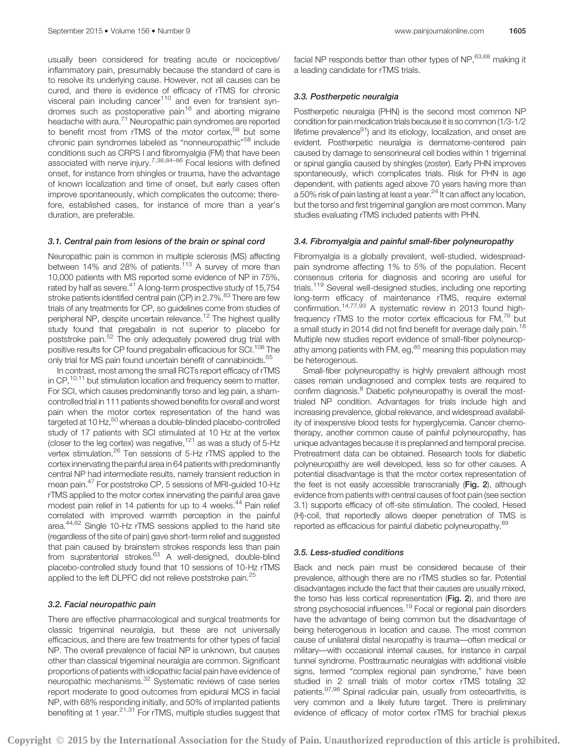usually been considered for treating acute or nociceptive/inflammatory pain, presumably because the standard of care is to resolve its underlying cause. However, not all causes can be cured, and there is evidence of efficacy of rTMS for chronic visceral pain including cancer[110] and even for transient syndromes such as postoperative pain[16] and aborting migraine headache with aura.[71] Neuropathic pain syndromes are reported to benefit most from rTMS of the motor cortex,[58] but some chronic pain syndromes labeled as "nonneuropathic"[58] include conditions such as CRPS I and fibromyalgia (FM) that have been associated with nerve injury.[7,38,84–86] Focal lesions with defined onset, for instance from shingles or trauma, have the advantage of known localization and time of onset, but early cases often improve spontaneously, which complicates the outcome; therefore, established cases, for instance of more than a year's duration, are preferable.

### 3.1. Central pain from lesions of the brain or spinal cord

Neuropathic pain is common in multiple sclerosis (MS) affecting between 14% and 28% of patients.[113] A survey of more than 10,000 patients with MS reported some evidence of NP in 75%, rated by half as severe.[41] A long-term prospective study of 15,754 stroke patients identified central pain (CP) in 2.7%.[83] There are few trials of any treatments for CP, so guidelines come from studies of peripheral NP, despite uncertain relevance.[12] The highest quality study found that pregabalin is not superior to placebo for poststroke pain.[52] The only adequately powered drug trial with positive results for CP found pregabalin efficacious for SCI.[108] The only trial for MS pain found uncertain benefit of cannabinoids.[55]

In contrast, most among the small RCTs report efficacy of rTMS in CP,[10,11] but stimulation location and frequency seem to matter. For SCI, which causes predominantly torso and leg pain, a sham-controlled trial in 111 patients showed benefits for overall and worst pain when the motor cortex representation of the hand was targeted at 10 Hz,[50] whereas a double-blinded placebo-controlled study of 17 patients with SCI stimulated at 10 Hz at the vertex (closer to the leg cortex) was negative,[121] as was a study of 5-Hz vertex stimulation.[26] Ten sessions of 5-Hz rTMS applied to the cortex innervating the painful area in 64 patients with predominantly central NP had intermediate results, namely transient reduction in mean pain.[47] For poststroke CP, 5 sessions of MRI-guided 10-Hz rTMS applied to the motor cortex innervating the painful area gave modest pain relief in 14 patients for up to 4 weeks.[44] Pain relief correlated with improved warmth perception in the painful area.[44,62] Single 10-Hz rTMS sessions applied to the hand site (regardless of the site of pain) gave short-term relief and suggested that pain caused by brainstem strokes responds less than pain from supratentorial strokes.[63] A well-designed, double-blind placebo-controlled study found that 10 sessions of 10-Hz rTMS applied to the left DLPFC did not relieve poststroke pain.[25]

### 3.2. Facial neuropathic pain

There are effective pharmacological and surgical treatments for classic trigeminal neuralgia, but these are not universally efficacious, and there are few treatments for other types of facial NP. The overall prevalence of facial NP is unknown, but causes other than classical trigeminal neuralgia are common. Significant proportions of patients with idiopathic facial pain have evidence of neuropathic mechanisms.[32] Systematic reviews of case series report moderate to good outcomes from epidural MCS in facial NP, with 68% responding initially, and 50% of implanted patients benefiting at 1 year.[21,31] For rTMS, multiple studies suggest that facial NP responds better than other types of NP,[63,68] making it a leading candidate for rTMS trials.

### 3.3. Postherpetic neuralgia

Postherpetic neuralgia (PHN) is the second most common NP condition for pain medication trials because it is so common (1/3-1/2 lifetime prevalence[91]) and its etiology, localization, and onset are evident. Postherpetic neuralgia is dermatome-centered pain caused by damage to sensorineural cell bodies within 1 trigeminal or spinal ganglia caused by shingles (zoster). Early PHN improves spontaneously, which complicates trials. Risk for PHN is age dependent, with patients aged above 70 years having more than a 50% risk of pain lasting at least a year.[24] It can affect any location, but the torso and first trigeminal ganglion are most common. Many studies evaluating rTMS included patients with PHN.

### 3.4. Fibromyalgia and painful small-fiber polyneuropathy

Fibromyalgia is a globally prevalent, well-studied, widespread-pain syndrome affecting 1% to 5% of the population. Recent consensus criteria for diagnosis and scoring are useful for trials.[119] Several well-designed studies, including one reporting long-term efficacy of maintenance rTMS, require external confirmation.[14,77,93] A systematic review in 2013 found high-frequency rTMS to the motor cortex efficacious for FM,[76] but a small study in 2014 did not find benefit for average daily pain.[18] Multiple new studies report evidence of small-fiber polyneuropathy among patients with FM, eg,[85] meaning this population may be heterogenous.

Small-fiber polyneuropathy is highly prevalent although most cases remain undiagnosed and complex tests are required to confirm diagnosis.[8] Diabetic polyneuropathy is overall the most-trialed NP condition. Advantages for trials include high and increasing prevalence, global relevance, and widespread availability of inexpensive blood tests for hyperglycemia. Cancer chemotherapy, another common cause of painful polyneuropathy, has unique advantages because it is preplanned and temporal precise. Pretreatment data can be obtained. Research tools for diabetic polyneuropathy are well developed, less so for other causes. A potential disadvantage is that the motor cortex representation of the feet is not easily accessible transcranially (**Fig. 2**), although evidence from patients with central causes of foot pain (see section 3.1) supports efficacy of off-site stimulation. The cooled, Hesed (H)-coil, that reportedly allows deeper penetration of TMS is reported as efficacious for painful diabetic polyneuropathy.[89]

### 3.5. Less-studied conditions

Back and neck pain must be considered because of their prevalence, although there are no rTMS studies so far. Potential disadvantages include the fact that their causes are usually mixed, the torso has less cortical representation (**Fig. 2**), and there are strong psychosocial influences.[19] Focal or regional pain disorders have the advantage of being common but the disadvantage of being heterogenous in location and cause. The most common cause of unilateral distal neuropathy is trauma—often medical or military—with occasional internal causes, for instance in carpal tunnel syndrome. Posttraumatic neuralgias with additional visible signs, termed "complex regional pain syndrome," have been studied in 2 small trials of motor cortex rTMS totaling 32 patients.[97,98] Spinal radicular pain, usually from osteoarthritis, is very common and a likely future target. There is preliminary evidence of efficacy of motor cortex rTMS for brachial plexus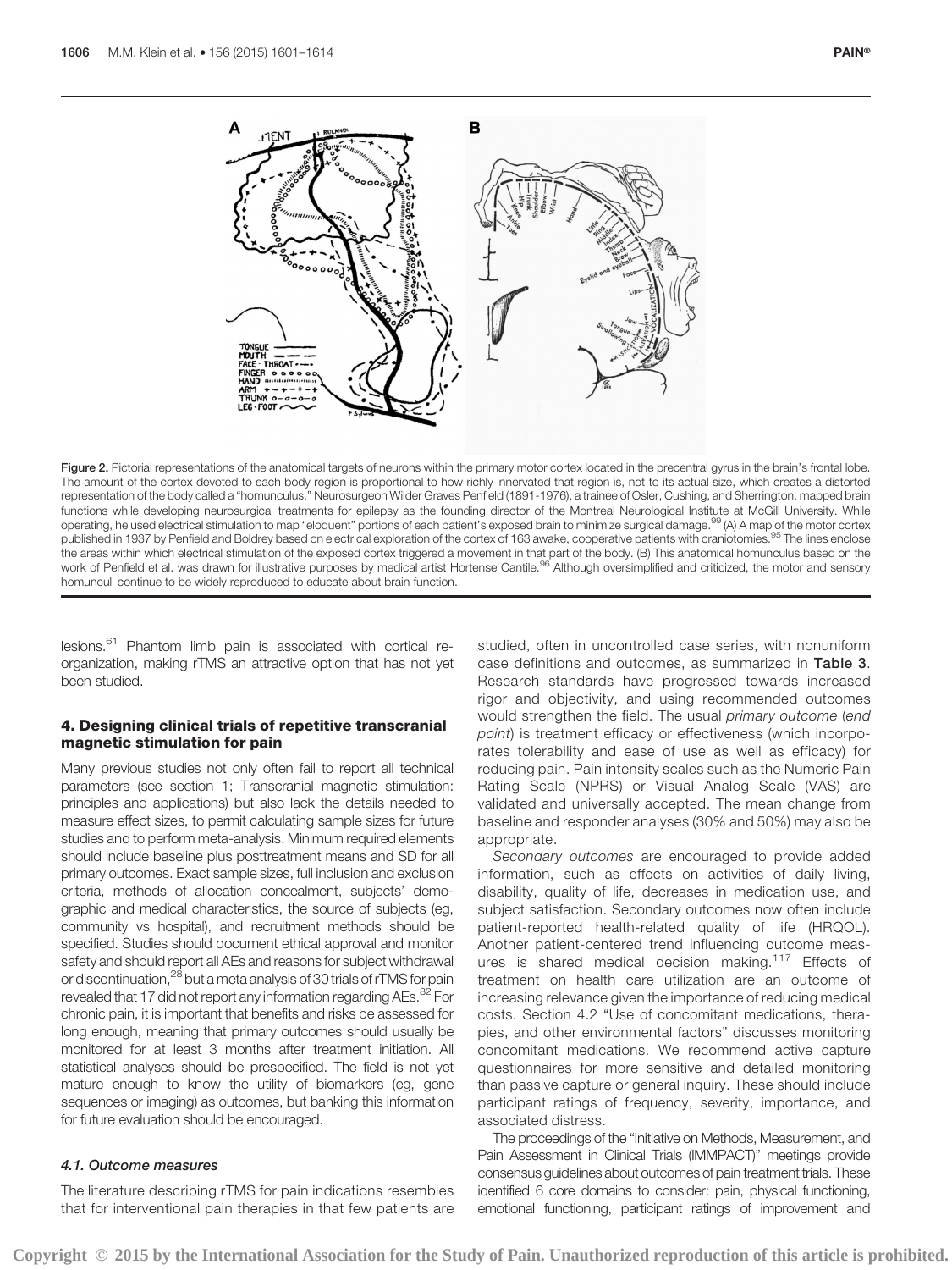Figure 2. Pictorial representations of the anatomical targets of neurons within the primary motor cortex located in the precentral gyrus in the brain's frontal lobe. The amount of the cortex devoted to each body region is proportional to how richly innervated that region is, not to its actual size, which creates a distorted representation of the body called a "homunculus." Neurosurgeon Wilder Graves Penfield (1891-1976), a trainee of Osler, Cushing, and Sherrington, mapped brain functions while developing neurosurgical treatments for epilepsy as the founding director of the Montreal Neurological Institute at McGill University. While operating, he used electrical stimulation to map "eloquent" portions of each patient's exposed brain to minimize surgical damage.[99] (A) A map of the motor cortex published in 1937 by Penfield and Boldrey based on electrical exploration of the cortex of 163 awake, cooperative patients with craniotomies.[95] The lines enclose the areas within which electrical stimulation of the exposed cortex triggered a movement in that part of the body. (B) This anatomical homunculus based on the work of Penfield et al. was drawn for illustrative purposes by medical artist Hortense Cantile.[96] Although oversimplified and criticized, the motor and sensory homunculi continue to be widely reproduced to educate about brain function.

lesions.[61] Phantom limb pain is associated with cortical reorganization, making rTMS an attractive option that has not yet been studied.

## 4. Designing clinical trials of repetitive transcranial magnetic stimulation for pain

Many previous studies not only often fail to report all technical parameters (see section 1; Transcranial magnetic stimulation: principles and applications) but also lack the details needed to measure effect sizes, to permit calculating sample sizes for future studies and to perform meta-analysis. Minimum required elements should include baseline plus posttreatment means and SD for all primary outcomes. Exact sample sizes, full inclusion and exclusion criteria, methods of allocation concealment, subjects' demographic and medical characteristics, the source of subjects (eg, community vs hospital), and recruitment methods should be specified. Studies should document ethical approval and monitor safety and should report all AEs and reasons for subject withdrawal or discontinuation,[28] but a meta analysis of 30 trials of rTMS for pain revealed that 17 did not report any information regarding AEs.[82] For chronic pain, it is important that benefits and risks be assessed for long enough, meaning that primary outcomes should usually be monitored for at least 3 months after treatment initiation. All statistical analyses should be prespecified. The field is not yet mature enough to know the utility of biomarkers (eg, gene sequences or imaging) as outcomes, but banking this information for future evaluation should be encouraged.

### 4.1. Outcome measures

The literature describing rTMS for pain indications resembles that for interventional pain therapies in that few patients are studied, often in uncontrolled case series, with nonuniform case definitions and outcomes, as summarized in **Table 3**. Research standards have progressed towards increased rigor and objectivity, and using recommended outcomes would strengthen the field. The usual *primary outcome* (*end point*) is treatment efficacy or effectiveness (which incorporates tolerability and ease of use as well as efficacy) for reducing pain. Pain intensity scales such as the Numeric Pain Rating Scale (NPRS) or Visual Analog Scale (VAS) are validated and universally accepted. The mean change from baseline and responder analyses (30% and 50%) may also be appropriate.

*Secondary outcomes* are encouraged to provide added information, such as effects on activities of daily living, disability, quality of life, decreases in medication use, and subject satisfaction. Secondary outcomes now often include patient-reported health-related quality of life (HRQOL). Another patient-centered trend influencing outcome measures is shared medical decision making.[117] Effects of treatment on health care utilization are an outcome of increasing relevance given the importance of reducing medical costs. Section 4.2 "Use of concomitant medications, therapies, and other environmental factors" discusses monitoring concomitant medications. We recommend active capture questionnaires for more sensitive and detailed monitoring than passive capture or general inquiry. These should include participant ratings of frequency, severity, importance, and associated distress.

The proceedings of the "Initiative on Methods, Measurement, and Pain Assessment in Clinical Trials (IMMPACT)" meetings provide consensus guidelines about outcomes of pain treatment trials. These identified 6 core domains to consider: pain, physical functioning, emotional functioning, participant ratings of improvement and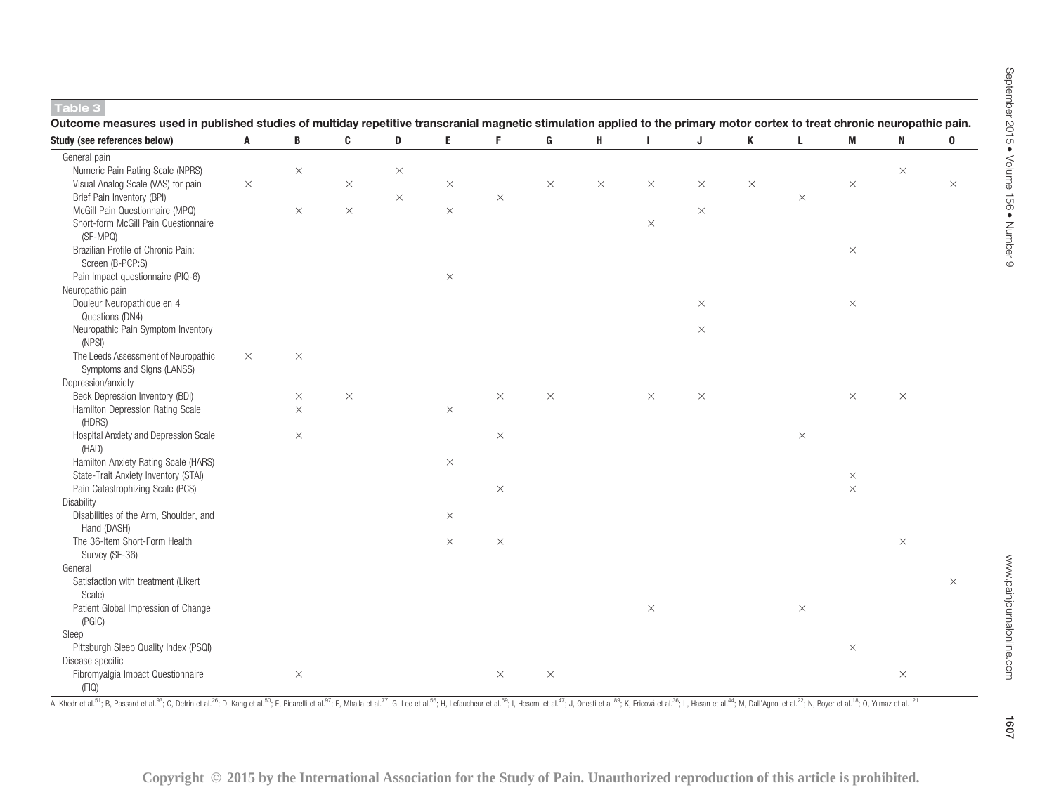**Table 3**

**Outcome measures used in published studies of multiday repetitive transcranial magnetic stimulation applied to the primary motor cortex to treat chronic neuropathic pain.**

| Study (see references below) | A | B | C | D | E | F | G | H | I | J | K | L | M | N | O |
|---|---|---|---|---|---|---|---|---|---|---|---|---|---|---|---|
| General pain | | | | | | | | | | | | | | | |
| Numeric Pain Rating Scale (NPRS) | | × | | × | | | | | | | | | | × | |
| Visual Analog Scale (VAS) for pain | × | | × | | × | | × | × | × | × | × | | × | | × |
| Brief Pain Inventory (BPI) | | | | × | | × | | | | | | × | | | |
| McGill Pain Questionnaire (MPQ) | | × | × | | × | | | | | × | | | | | |
| Short-form McGill Pain Questionnaire (SF-MPQ) | | | | | | | | | × | | | | | | |
| Brazilian Profile of Chronic Pain: Screen (B-PCP:S) | | | | | | | | | | | | | × | | |
| Pain Impact questionnaire (PIQ-6) | | | | | × | | | | | | | | | | |
| Neuropathic pain | | | | | | | | | | | | | | | |
| Douleur Neuropathique en 4 Questions (DN4) | | | | | | | | | | × | | | × | | |
| Neuropathic Pain Symptom Inventory (NPSI) | | | | | | | | | | × | | | | | |
| The Leeds Assessment of Neuropathic Symptoms and Signs (LANSS) | × | × | | | | | | | | | | | | | |
| Depression/anxiety | | | | | | | | | | | | | | | |
| Beck Depression Inventory (BDI) | | × | × | | | × | × | | × | × | | | × | × | |
| Hamilton Depression Rating Scale (HDRS) | | × | | | × | | | | | | | | | | |
| Hospital Anxiety and Depression Scale (HAD) | | × | | | | × | | | | | | × | | | |
| Hamilton Anxiety Rating Scale (HARS) | | | | | × | | | | | | | | | | |
| State-Trait Anxiety Inventory (STAI) | | | | | | | | | | | | | × | | |
| Pain Catastrophizing Scale (PCS) | | | | | | × | | | | | | | × | | |
| Disability | | | | | | | | | | | | | | | |
| Disabilities of the Arm, Shoulder, and Hand (DASH) | | | | | × | | | | | | | | | | |
| The 36-Item Short-Form Health Survey (SF-36) | | | | | × | × | | | | | | | | × | |
| General | | | | | | | | | | | | | | | |
| Satisfaction with treatment (Likert Scale) | | | | | | | | | | | | | | | × |
| Patient Global Impression of Change (PGIC) | | | | | | | | | × | | | × | | | |
| Sleep | | | | | | | | | | | | | | | |
| Pittsburgh Sleep Quality Index (PSQI) | | | | | | | | | | | | | × | | |
| Disease specific | | | | | | | | | | | | | | | |
| Fibromyalgia Impact Questionnaire (FIQ) | | × | | | | × | × | | | | | | | × | |

A, Khedr et al.[51]; B, Passard et al.[93]; C, Defrin et al.[26]; D, Kang et al.[50]; E, Picarelli et al.[97]; F, Mhalla et al.[77]; G, Lee et al.[56]; H, Lefaucheur et al.[59]; I, Hosomi et al.[47]; J, Onesti et al.[89]; K, Fricová et al.[36]; L, Hasan et al.[44]; M, Dall'Agnol et al.[22]; N, Boyer et al.[18]; O, Yılmaz et al.[121]

Copyright © 2015 by the International Association for the Study of Pain. Unauthorized reproduction of this article is prohibited.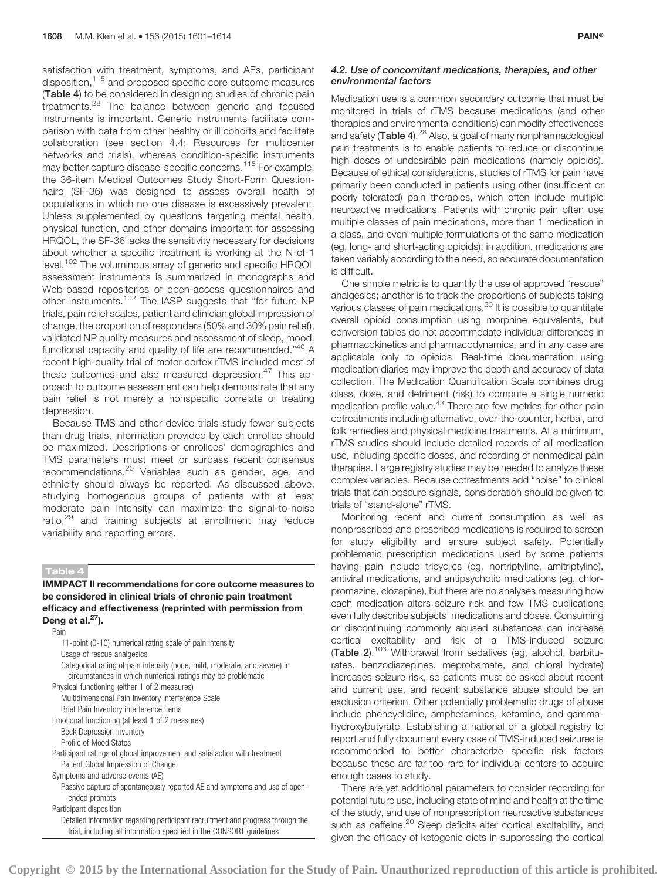satisfaction with treatment, symptoms, and AEs, participant disposition,[115] and proposed specific core outcome measures (**Table 4**) to be considered in designing studies of chronic pain treatments.[28] The balance between generic and focused instruments is important. Generic instruments facilitate comparison with data from other healthy or ill cohorts and facilitate collaboration (see section 4.4; Resources for multicenter networks and trials), whereas condition-specific instruments may better capture disease-specific concerns.[118] For example, the 36-item Medical Outcomes Study Short-Form Questionnaire (SF-36) was designed to assess overall health of populations in which no one disease is excessively prevalent. Unless supplemented by questions targeting mental health, physical function, and other domains important for assessing HRQOL, the SF-36 lacks the sensitivity necessary for decisions about whether a specific treatment is working at the N-of-1 level.[102] The voluminous array of generic and specific HRQOL assessment instruments is summarized in monographs and Web-based repositories of open-access questionnaires and other instruments.[102] The IASP suggests that "for future NP trials, pain relief scales, patient and clinician global impression of change, the proportion of responders (50% and 30% pain relief), validated NP quality measures and assessment of sleep, mood, functional capacity and quality of life are recommended."[40] A recent high-quality trial of motor cortex rTMS included most of these outcomes and also measured depression.[47] This approach to outcome assessment can help demonstrate that any pain relief is not merely a nonspecific correlate of treating depression.

Because TMS and other device trials study fewer subjects than drug trials, information provided by each enrollee should be maximized. Descriptions of enrollees' demographics and TMS parameters must meet or surpass recent consensus recommendations.[20] Variables such as gender, age, and ethnicity should always be reported. As discussed above, studying homogenous groups of patients with at least moderate pain intensity can maximize the signal-to-noise ratio,[29] and training subjects at enrollment may reduce variability and reporting errors.

**Table 4**

**IMMPACT II recommendations for core outcome measures to be considered in clinical trials of chronic pain treatment efficacy and effectiveness (reprinted with permission from Deng et al.[27]).**

| |
|---|
| Pain |
| 11-point (0-10) numerical rating scale of pain intensity |
| Usage of rescue analgesics |
| Categorical rating of pain intensity (none, mild, moderate, and severe) in circumstances in which numerical ratings may be problematic |
| Physical functioning (either 1 of 2 measures) |
| Multidimensional Pain Inventory Interference Scale |
| Brief Pain Inventory interference items |
| Emotional functioning (at least 1 of 2 measures) |
| Beck Depression Inventory |
| Profile of Mood States |
| Participant ratings of global improvement and satisfaction with treatment |
| Patient Global Impression of Change |
| Symptoms and adverse events (AE) |
| Passive capture of spontaneously reported AE and symptoms and use of open-ended prompts |
| Participant disposition |
| Detailed information regarding participant recruitment and progress through the trial, including all information specified in the CONSORT guidelines |

### *4.2. Use of concomitant medications, therapies, and other environmental factors*

Medication use is a common secondary outcome that must be monitored in trials of rTMS because medications (and other therapies and environmental conditions) can modify effectiveness and safety (**Table 4**).[28] Also, a goal of many nonpharmacological pain treatments is to enable patients to reduce or discontinue high doses of undesirable pain medications (namely opioids). Because of ethical considerations, studies of rTMS for pain have primarily been conducted in patients using other (insufficient or poorly tolerated) pain therapies, which often include multiple neuroactive medications. Patients with chronic pain often use multiple classes of pain medications, more than 1 medication in a class, and even multiple formulations of the same medication (eg, long- and short-acting opioids); in addition, medications are taken variably according to the need, so accurate documentation is difficult.

One simple metric is to quantify the use of approved "rescue" analgesics; another is to track the proportions of subjects taking various classes of pain medications.[30] It is possible to quantitate overall opioid consumption using morphine equivalents, but conversion tables do not accommodate individual differences in pharmacokinetics and pharmacodynamics, and in any case are applicable only to opioids. Real-time documentation using medication diaries may improve the depth and accuracy of data collection. The Medication Quantification Scale combines drug class, dose, and detriment (risk) to compute a single numeric medication profile value.[43] There are few metrics for other pain cotreatments including alternative, over-the-counter, herbal, and folk remedies and physical medicine treatments. At a minimum, rTMS studies should include detailed records of all medication use, including specific doses, and recording of nonmedical pain therapies. Large registry studies may be needed to analyze these complex variables. Because cotreatments add "noise" to clinical trials that can obscure signals, consideration should be given to trials of "stand-alone" rTMS.

Monitoring recent and current consumption as well as nonprescribed and prescribed medications is required to screen for study eligibility and ensure subject safety. Potentially problematic prescription medications used by some patients having pain include tricyclics (eg, nortriptyline, amitriptyline), antiviral medications, and antipsychotic medications (eg, chlorpromazine, clozapine), but there are no analyses measuring how each medication alters seizure risk and few TMS publications even fully describe subjects' medications and doses. Consuming or discontinuing commonly abused substances can increase cortical excitability and risk of a TMS-induced seizure (**Table 2**).[103] Withdrawal from sedatives (eg, alcohol, barbiturates, benzodiazepines, meprobamate, and chloral hydrate) increases seizure risk, so patients must be asked about recent and current use, and recent substance abuse should be an exclusion criterion. Other potentially problematic drugs of abuse include phencyclidine, amphetamines, ketamine, and gamma-hydroxybutyrate. Establishing a national or a global registry to report and fully document every case of TMS-induced seizures is recommended to better characterize specific risk factors because these are far too rare for individual centers to acquire enough cases to study.

There are yet additional parameters to consider recording for potential future use, including state of mind and health at the time of the study, and use of nonprescription neuroactive substances such as caffeine.[20] Sleep deficits alter cortical excitability, and given the efficacy of ketogenic diets in suppressing the cortical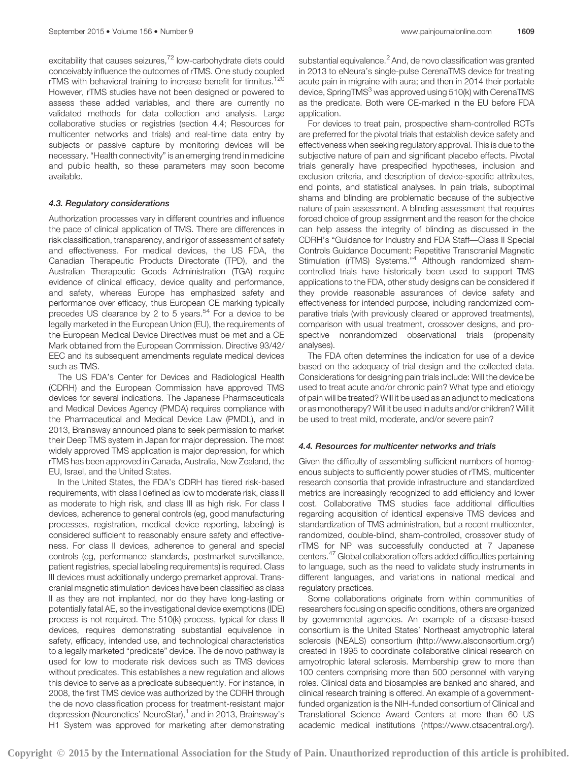excitability that causes seizures,[72] low-carbohydrate diets could conceivably influence the outcomes of rTMS. One study coupled rTMS with behavioral training to increase benefit for tinnitus.[120] However, rTMS studies have not been designed or powered to assess these added variables, and there are currently no validated methods for data collection and analysis. Large collaborative studies or registries (section 4.4; Resources for multicenter networks and trials) and real-time data entry by subjects or passive capture by monitoring devices will be necessary. "Health connectivity" is an emerging trend in medicine and public health, so these parameters may soon become available.

### 4.3. Regulatory considerations

Authorization processes vary in different countries and influence the pace of clinical application of TMS. There are differences in risk classification, transparency, and rigor of assessment of safety and effectiveness. For medical devices, the US FDA, the Canadian Therapeutic Products Directorate (TPD), and the Australian Therapeutic Goods Administration (TGA) require evidence of clinical efficacy, device quality and performance, and safety, whereas Europe has emphasized safety and performance over efficacy, thus European CE marking typically precedes US clearance by 2 to 5 years.[54] For a device to be legally marketed in the European Union (EU), the requirements of the European Medical Device Directives must be met and a CE Mark obtained from the European Commission. Directive 93/42/EEC and its subsequent amendments regulate medical devices such as TMS.

The US FDA's Center for Devices and Radiological Health (CDRH) and the European Commission have approved TMS devices for several indications. The Japanese Pharmaceuticals and Medical Devices Agency (PMDA) requires compliance with the Pharmaceutical and Medical Device Law (PMDL), and in 2013, Brainsway announced plans to seek permission to market their Deep TMS system in Japan for major depression. The most widely approved TMS application is major depression, for which rTMS has been approved in Canada, Australia, New Zealand, the EU, Israel, and the United States.

In the United States, the FDA's CDRH has tiered risk-based requirements, with class I defined as low to moderate risk, class II as moderate to high risk, and class III as high risk. For class I devices, adherence to general controls (eg, good manufacturing processes, registration, medical device reporting, labeling) is considered sufficient to reasonably ensure safety and effectiveness. For class II devices, adherence to general and special controls (eg, performance standards, postmarket surveillance, patient registries, special labeling requirements) is required. Class III devices must additionally undergo premarket approval. Transcranial magnetic stimulation devices have been classified as class II as they are not implanted, nor do they have long-lasting or potentially fatal AE, so the investigational device exemptions (IDE) process is not required. The 510(k) process, typical for class II devices, requires demonstrating substantial equivalence in safety, efficacy, intended use, and technological characteristics to a legally marketed "predicate" device. The de novo pathway is used for low to moderate risk devices such as TMS devices without predicates. This establishes a new regulation and allows this device to serve as a predicate subsequently. For instance, in 2008, the first TMS device was authorized by the CDRH through the de novo classification process for treatment-resistant major depression (Neuronetics' NeuroStar),[1] and in 2013, Brainsway's H1 System was approved for marketing after demonstrating substantial equivalence.[2] And, de novo classification was granted in 2013 to eNeura's single-pulse CerenaTMS device for treating acute pain in migraine with aura; and then in 2014 their portable device, SpringTMS[3] was approved using 510(k) with CerenaTMS as the predicate. Both were CE-marked in the EU before FDA application.

For devices to treat pain, prospective sham-controlled RCTs are preferred for the pivotal trials that establish device safety and effectiveness when seeking regulatory approval. This is due to the subjective nature of pain and significant placebo effects. Pivotal trials generally have prespecified hypotheses, inclusion and exclusion criteria, and description of device-specific attributes, end points, and statistical analyses. In pain trials, suboptimal shams and blinding are problematic because of the subjective nature of pain assessment. A blinding assessment that requires forced choice of group assignment and the reason for the choice can help assess the integrity of blinding as discussed in the CDRH's "Guidance for Industry and FDA Staff—Class II Special Controls Guidance Document: Repetitive Transcranial Magnetic Stimulation (rTMS) Systems."[4] Although randomized sham-controlled trials have historically been used to support TMS applications to the FDA, other study designs can be considered if they provide reasonable assurances of device safety and effectiveness for intended purpose, including randomized comparative trials (with previously cleared or approved treatments), comparison with usual treatment, crossover designs, and prospective nonrandomized observational trials (propensity analyses).

The FDA often determines the indication for use of a device based on the adequacy of trial design and the collected data. Considerations for designing pain trials include: Will the device be used to treat acute and/or chronic pain? What type and etiology of pain will be treated? Will it be used as an adjunct to medications or as monotherapy? Will it be used in adults and/or children? Will it be used to treat mild, moderate, and/or severe pain?

### 4.4. Resources for multicenter networks and trials

Given the difficulty of assembling sufficient numbers of homogenous subjects to sufficiently power studies of rTMS, multicenter research consortia that provide infrastructure and standardized metrics are increasingly recognized to add efficiency and lower cost. Collaborative TMS studies face additional difficulties regarding acquisition of identical expensive TMS devices and standardization of TMS administration, but a recent multicenter, randomized, double-blind, sham-controlled, crossover study of rTMS for NP was successfully conducted at 7 Japanese centers.[47] Global collaboration offers added difficulties pertaining to language, such as the need to validate study instruments in different languages, and variations in national medical and regulatory practices.

Some collaborations originate from within communities of researchers focusing on specific conditions, others are organized by governmental agencies. An example of a disease-based consortium is the United States' Northeast amyotrophic lateral sclerosis (NEALS) consortium (http://www.alsconsortium.org/) created in 1995 to coordinate collaborative clinical research on amyotrophic lateral sclerosis. Membership grew to more than 100 centers comprising more than 500 personnel with varying roles. Clinical data and biosamples are banked and shared, and clinical research training is offered. An example of a government-funded organization is the NIH-funded consortium of Clinical and Translational Science Award Centers at more than 60 US academic medical institutions (https://www.ctsacentral.org/).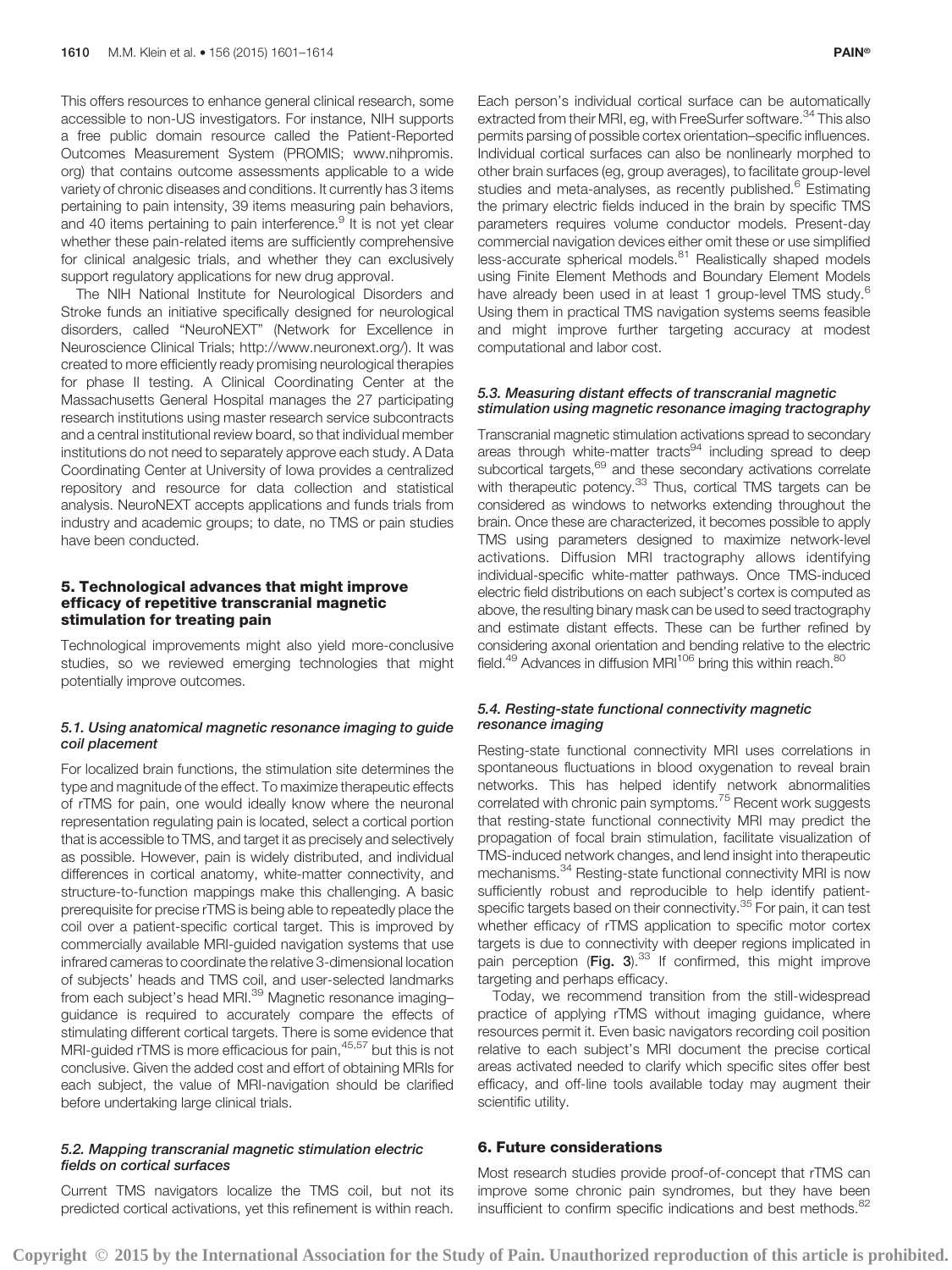This offers resources to enhance general clinical research, some accessible to non-US investigators. For instance, NIH supports a free public domain resource called the Patient-Reported Outcomes Measurement System (PROMIS; www.nihpromis.org) that contains outcome assessments applicable to a wide variety of chronic diseases and conditions. It currently has 3 items pertaining to pain intensity, 39 items measuring pain behaviors, and 40 items pertaining to pain interference.[9] It is not yet clear whether these pain-related items are sufficiently comprehensive for clinical analgesic trials, and whether they can exclusively support regulatory applications for new drug approval.

The NIH National Institute for Neurological Disorders and Stroke funds an initiative specifically designed for neurological disorders, called "NeuroNEXT" (Network for Excellence in Neuroscience Clinical Trials; http://www.neuronext.org/). It was created to more efficiently ready promising neurological therapies for phase II testing. A Clinical Coordinating Center at the Massachusetts General Hospital manages the 27 participating research institutions using master research service subcontracts and a central institutional review board, so that individual member institutions do not need to separately approve each study. A Data Coordinating Center at University of Iowa provides a centralized repository and resource for data collection and statistical analysis. NeuroNEXT accepts applications and funds trials from industry and academic groups; to date, no TMS or pain studies have been conducted.

## 5. Technological advances that might improve efficacy of repetitive transcranial magnetic stimulation for treating pain

Technological improvements might also yield more-conclusive studies, so we reviewed emerging technologies that might potentially improve outcomes.

### 5.1. Using anatomical magnetic resonance imaging to guide coil placement

For localized brain functions, the stimulation site determines the type and magnitude of the effect. To maximize therapeutic effects of rTMS for pain, one would ideally know where the neuronal representation regulating pain is located, select a cortical portion that is accessible to TMS, and target it as precisely and selectively as possible. However, pain is widely distributed, and individual differences in cortical anatomy, white-matter connectivity, and structure-to-function mappings make this challenging. A basic prerequisite for precise rTMS is being able to repeatedly place the coil over a patient-specific cortical target. This is improved by commercially available MRI-guided navigation systems that use infrared cameras to coordinate the relative 3-dimensional location of subjects' heads and TMS coil, and user-selected landmarks from each subject's head MRI.[39] Magnetic resonance imaging–guidance is required to accurately compare the effects of stimulating different cortical targets. There is some evidence that MRI-guided rTMS is more efficacious for pain,[45,57] but this is not conclusive. Given the added cost and effort of obtaining MRIs for each subject, the value of MRI-navigation should be clarified before undertaking large clinical trials.

### 5.2. Mapping transcranial magnetic stimulation electric fields on cortical surfaces

Current TMS navigators localize the TMS coil, but not its predicted cortical activations, yet this refinement is within reach. Each person's individual cortical surface can be automatically extracted from their MRI, eg, with FreeSurfer software.[34] This also permits parsing of possible cortex orientation–specific influences. Individual cortical surfaces can also be nonlinearly morphed to other brain surfaces (eg, group averages), to facilitate group-level studies and meta-analyses, as recently published.[6] Estimating the primary electric fields induced in the brain by specific TMS parameters requires volume conductor models. Present-day commercial navigation devices either omit these or use simplified less-accurate spherical models.[81] Realistically shaped models using Finite Element Methods and Boundary Element Models have already been used in at least 1 group-level TMS study.[6] Using them in practical TMS navigation systems seems feasible and might improve further targeting accuracy at modest computational and labor cost.

### 5.3. Measuring distant effects of transcranial magnetic stimulation using magnetic resonance imaging tractography

Transcranial magnetic stimulation activations spread to secondary areas through white-matter tracts[94] including spread to deep subcortical targets,[69] and these secondary activations correlate with therapeutic potency.[33] Thus, cortical TMS targets can be considered as windows to networks extending throughout the brain. Once these are characterized, it becomes possible to apply TMS using parameters designed to maximize network-level activations. Diffusion MRI tractography allows identifying individual-specific white-matter pathways. Once TMS-induced electric field distributions on each subject's cortex is computed as above, the resulting binary mask can be used to seed tractography and estimate distant effects. These can be further refined by considering axonal orientation and bending relative to the electric field.[49] Advances in diffusion MRI[106] bring this within reach.[80]

### 5.4. Resting-state functional connectivity magnetic resonance imaging

Resting-state functional connectivity MRI uses correlations in spontaneous fluctuations in blood oxygenation to reveal brain networks. This has helped identify network abnormalities correlated with chronic pain symptoms.[75] Recent work suggests that resting-state functional connectivity MRI may predict the propagation of focal brain stimulation, facilitate visualization of TMS-induced network changes, and lend insight into therapeutic mechanisms.[34] Resting-state functional connectivity MRI is now sufficiently robust and reproducible to help identify patient-specific targets based on their connectivity.[35] For pain, it can test whether efficacy of rTMS application to specific motor cortex targets is due to connectivity with deeper regions implicated in pain perception (**Fig. 3**).[33] If confirmed, this might improve targeting and perhaps efficacy.

Today, we recommend transition from the still-widespread practice of applying rTMS without imaging guidance, where resources permit it. Even basic navigators recording coil position relative to each subject's MRI document the precise cortical areas activated needed to clarify which specific sites offer best efficacy, and off-line tools available today may augment their scientific utility.

## 6. Future considerations

Most research studies provide proof-of-concept that rTMS can improve some chronic pain syndromes, but they have been insufficient to confirm specific indications and best methods.[82]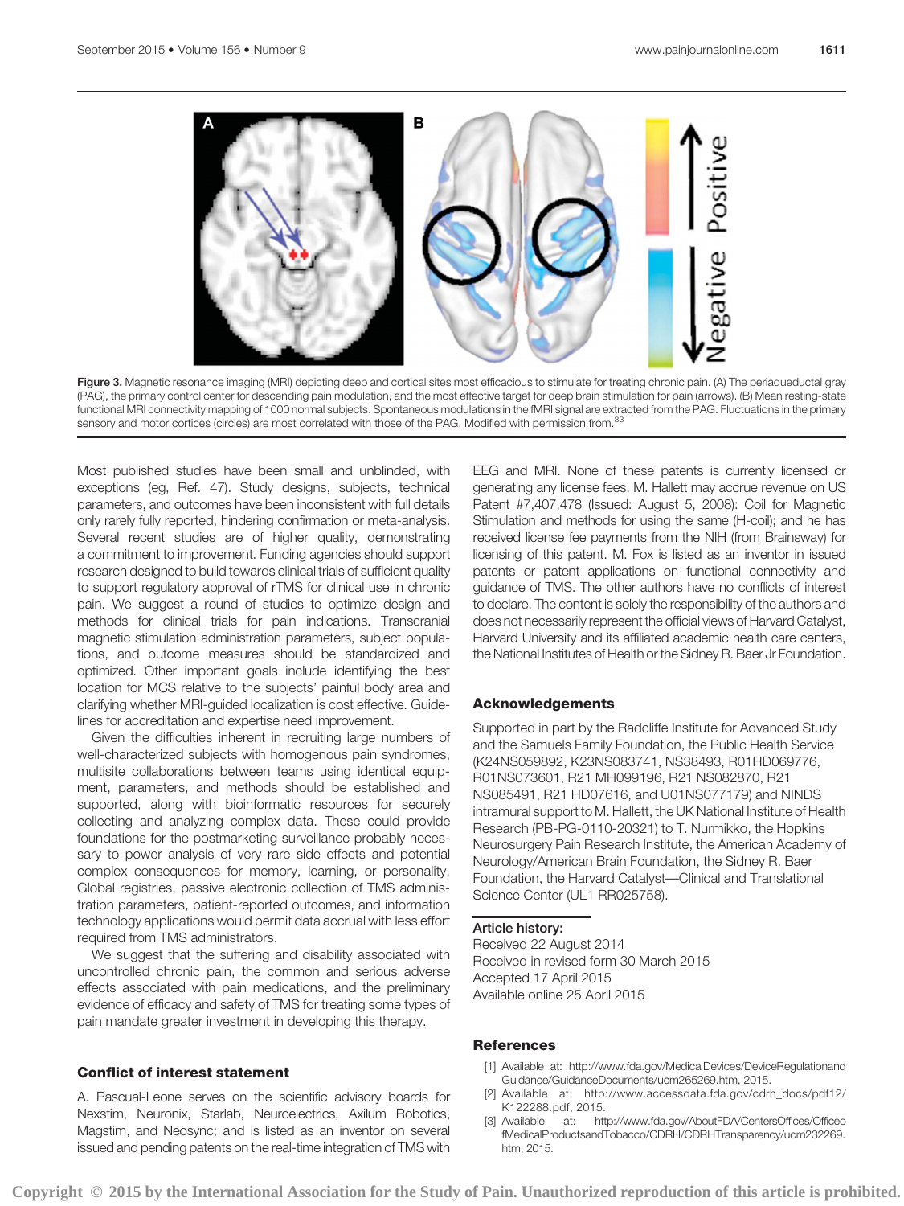A

B

Negative Positive

Figure 3. Magnetic resonance imaging (MRI) depicting deep and cortical sites most efficacious to stimulate for treating chronic pain. (A) The periaqueductal gray (PAG), the primary control center for descending pain modulation, and the most effective target for deep brain stimulation for pain (arrows). (B) Mean resting-state functional MRI connectivity mapping of 1000 normal subjects. Spontaneous modulations in the fMRI signal are extracted from the PAG. Fluctuations in the primary sensory and motor cortices (circles) are most correlated with those of the PAG. Modified with permission from.[33]

Most published studies have been small and unblinded, with exceptions (eg, Ref. 47). Study designs, subjects, technical parameters, and outcomes have been inconsistent with full details only rarely fully reported, hindering confirmation or meta-analysis. Several recent studies are of higher quality, demonstrating a commitment to improvement. Funding agencies should support research designed to build towards clinical trials of sufficient quality to support regulatory approval of rTMS for clinical use in chronic pain. We suggest a round of studies to optimize design and methods for clinical trials for pain indications. Transcranial magnetic stimulation administration parameters, subject populations, and outcome measures should be standardized and optimized. Other important goals include identifying the best location for MCS relative to the subjects' painful body area and clarifying whether MRI-guided localization is cost effective. Guidelines for accreditation and expertise need improvement.

Given the difficulties inherent in recruiting large numbers of well-characterized subjects with homogenous pain syndromes, multisite collaborations between teams using identical equipment, parameters, and methods should be established and supported, along with bioinformatic resources for securely collecting and analyzing complex data. These could provide foundations for the postmarketing surveillance probably necessary to power analysis of very rare side effects and potential complex consequences for memory, learning, or personality. Global registries, passive electronic collection of TMS administration parameters, patient-reported outcomes, and information technology applications would permit data accrual with less effort required from TMS administrators.

We suggest that the suffering and disability associated with uncontrolled chronic pain, the common and serious adverse effects associated with pain medications, and the preliminary evidence of efficacy and safety of TMS for treating some types of pain mandate greater investment in developing this therapy.

## Conflict of interest statement

A. Pascual-Leone serves on the scientific advisory boards for Nexstim, Neuronix, Starlab, Neuroelectrics, Axilum Robotics, Magstim, and Neosync; and is listed as an inventor on several issued and pending patents on the real-time integration of TMS with EEG and MRI. None of these patents is currently licensed or generating any license fees. M. Hallett may accrue revenue on US Patent #7,407,478 (Issued: August 5, 2008): Coil for Magnetic Stimulation and methods for using the same (H-coil); and he has received license fee payments from the NIH (from Brainsway) for licensing of this patent. M. Fox is listed as an inventor in issued patents or patent applications on functional connectivity and guidance of TMS. The other authors have no conflicts of interest to declare. The content is solely the responsibility of the authors and does not necessarily represent the official views of Harvard Catalyst, Harvard University and its affiliated academic health care centers, the National Institutes of Health or the Sidney R. Baer Jr Foundation.

## Acknowledgements

Supported in part by the Radcliffe Institute for Advanced Study and the Samuels Family Foundation, the Public Health Service (K24NS059892, K23NS083741, NS38493, R01HD069776, R01NS073601, R21 MH099196, R21 NS082870, R21 NS085491, R21 HD07616, and U01NS077179) and NINDS intramural support to M. Hallett, the UK National Institute of Health Research (PB-PG-0110-20321) to T. Nurmikko, the Hopkins Neurosurgery Pain Research Institute, the American Academy of Neurology/American Brain Foundation, the Sidney R. Baer Foundation, the Harvard Catalyst—Clinical and Translational Science Center (UL1 RR025758).

**Article history:**
Received 22 August 2014
Received in revised form 30 March 2015
Accepted 17 April 2015
Available online 25 April 2015

## References

[1] Available at: http://www.fda.gov/MedicalDevices/DeviceRegulationandGuidance/GuidanceDocuments/ucm265269.htm, 2015.

[2] Available at: http://www.accessdata.fda.gov/cdrh_docs/pdf12/K122288.pdf, 2015.

[3] Available at: http://www.fda.gov/AboutFDA/CentersOffices/OfficeofMedicalProductsandTobacco/CDRH/CDRHTransparency/ucm232269.htm, 2015.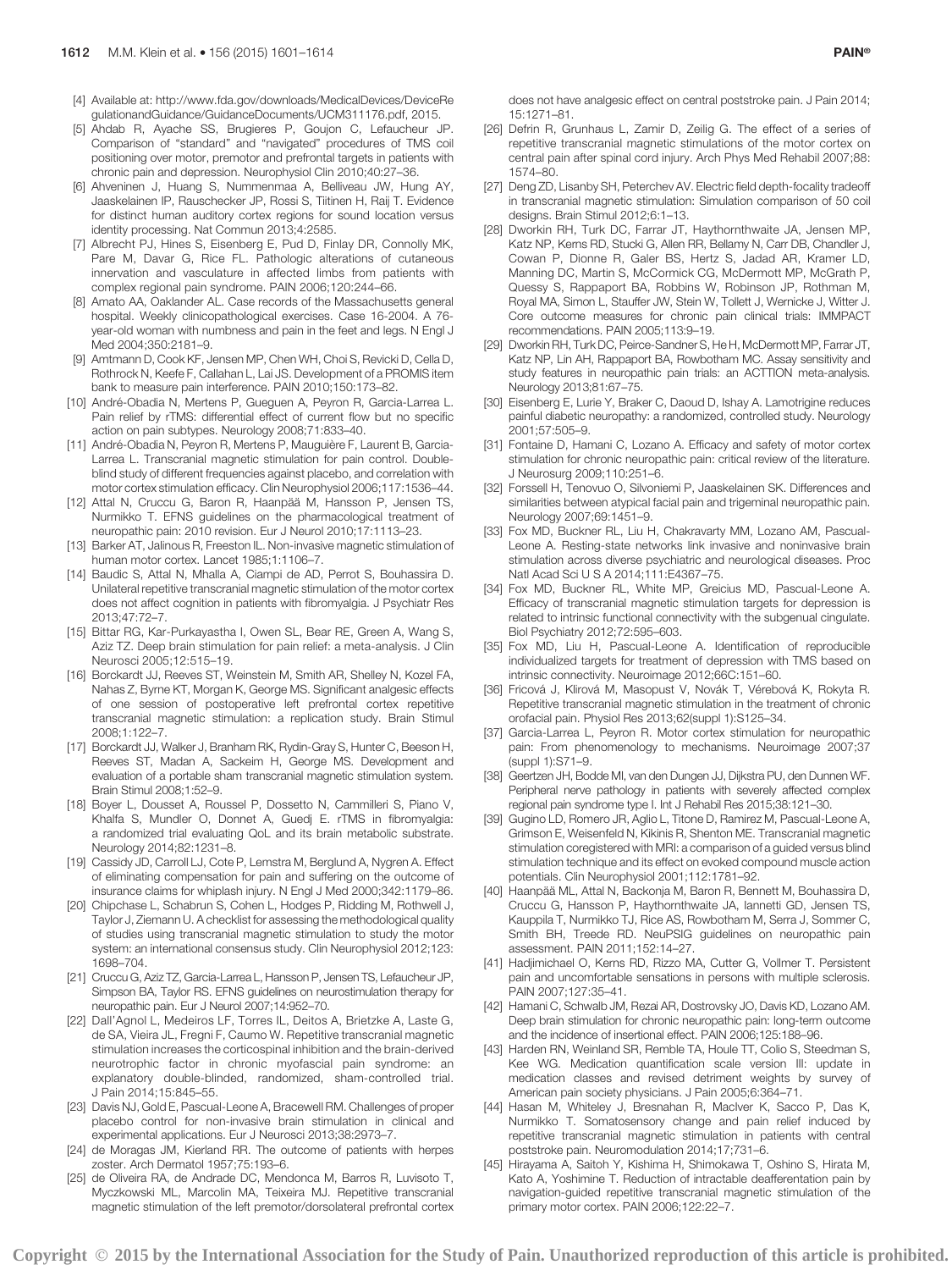[4] Available at: http://www.fda.gov/downloads/MedicalDevices/DeviceRegulationandGuidance/GuidanceDocuments/UCM311176.pdf, 2015.

[5] Ahdab R, Ayache SS, Brugieres P, Goujon C, Lefaucheur JP. Comparison of "standard" and "navigated" procedures of TMS coil positioning over motor, premotor and prefrontal targets in patients with chronic pain and depression. Neurophysiol Clin 2010;40:27–36.

[6] Ahveninen J, Huang S, Nummenmaa A, Belliveau JW, Hung AY, Jaaskelainen IP, Rauschecker JP, Rossi S, Tiitinen H, Raij T. Evidence for distinct human auditory cortex regions for sound location versus identity processing. Nat Commun 2013;4:2585.

[7] Albrecht PJ, Hines S, Eisenberg E, Pud D, Finlay DR, Connolly MK, Pare M, Davar G, Rice FL. Pathologic alterations of cutaneous innervation and vasculature in affected limbs from patients with complex regional pain syndrome. PAIN 2006;120:244–66.

[8] Amato AA, Oaklander AL. Case records of the Massachusetts general hospital. Weekly clinicopathological exercises. Case 16-2004. A 76-year-old woman with numbness and pain in the feet and legs. N Engl J Med 2004;350:2181–9.

[9] Amtmann D, Cook KF, Jensen MP, Chen WH, Choi S, Revicki D, Cella D, Rothrock N, Keefe F, Callahan L, Lai JS. Development of a PROMIS item bank to measure pain interference. PAIN 2010;150:173–82.

[10] André-Obadia N, Mertens P, Gueguen A, Peyron R, Garcia-Larrea L. Pain relief by rTMS: differential effect of current flow but no specific action on pain subtypes. Neurology 2008;71:833–40.

[11] André-Obadia N, Peyron R, Mertens P, Mauguière F, Laurent B, Garcia-Larrea L. Transcranial magnetic stimulation for pain control. Double-blind study of different frequencies against placebo, and correlation with motor cortex stimulation efficacy. Clin Neurophysiol 2006;117:1536–44.

[12] Attal N, Cruccu G, Baron R, Haanpää M, Hansson P, Jensen TS, Nurmikko T. EFNS guidelines on the pharmacological treatment of neuropathic pain: 2010 revision. Eur J Neurol 2010;17:1113–23.

[13] Barker AT, Jalinous R, Freeston IL. Non-invasive magnetic stimulation of human motor cortex. Lancet 1985;1:1106–7.

[14] Baudic S, Attal N, Mhalla A, Ciampi de AD, Perrot S, Bouhassira D. Unilateral repetitive transcranial magnetic stimulation of the motor cortex does not affect cognition in patients with fibromyalgia. J Psychiatr Res 2013;47:72–7.

[15] Bittar RG, Kar-Purkayastha I, Owen SL, Bear RE, Green A, Wang S, Aziz TZ. Deep brain stimulation for pain relief: a meta-analysis. J Clin Neurosci 2005;12:515–19.

[16] Borckardt JJ, Reeves ST, Weinstein M, Smith AR, Shelley N, Kozel FA, Nahas Z, Byrne KT, Morgan K, George MS. Significant analgesic effects of one session of postoperative left prefrontal cortex repetitive transcranial magnetic stimulation: a replication study. Brain Stimul 2008;1:122–7.

[17] Borckardt JJ, Walker J, Branham RK, Rydin-Gray S, Hunter C, Beeson H, Reeves ST, Madan A, Sackeim H, George MS. Development and evaluation of a portable sham transcranial magnetic stimulation system. Brain Stimul 2008;1:52–9.

[18] Boyer L, Dousset A, Roussel P, Dossetto N, Cammilleri S, Piano V, Khalfa S, Mundler O, Donnet A, Guedj E. rTMS in fibromyalgia: a randomized trial evaluating QoL and its brain metabolic substrate. Neurology 2014;82:1231–8.

[19] Cassidy JD, Carroll LJ, Cote P, Lemstra M, Berglund A, Nygren A. Effect of eliminating compensation for pain and suffering on the outcome of insurance claims for whiplash injury. N Engl J Med 2000;342:1179–86.

[20] Chipchase L, Schabrun S, Cohen L, Hodges P, Ridding M, Rothwell J, Taylor J, Ziemann U. A checklist for assessing the methodological quality of studies using transcranial magnetic stimulation to study the motor system: an international consensus study. Clin Neurophysiol 2012;123:1698–704.

[21] Cruccu G, Aziz TZ, Garcia-Larrea L, Hansson P, Jensen TS, Lefaucheur JP, Simpson BA, Taylor RS. EFNS guidelines on neurostimulation therapy for neuropathic pain. Eur J Neurol 2007;14:952–70.

[22] Dall'Agnol L, Medeiros LF, Torres IL, Deitos A, Brietzke A, Laste G, de SA, Vieira JL, Fregni F, Caumo W. Repetitive transcranial magnetic stimulation increases the corticospinal inhibition and the brain-derived neurotrophic factor in chronic myofascial pain syndrome: an explanatory double-blinded, randomized, sham-controlled trial. J Pain 2014;15:845–55.

[23] Davis NJ, Gold E, Pascual-Leone A, Bracewell RM. Challenges of proper placebo control for non-invasive brain stimulation in clinical and experimental applications. Eur J Neurosci 2013;38:2973–7.

[24] de Moragas JM, Kierland RR. The outcome of patients with herpes zoster. Arch Dermatol 1957;75:193–6.

[25] de Oliveira RA, de Andrade DC, Mendonca M, Barros R, Luvisoto T, Myczkowski ML, Marcolin MA, Teixeira MJ. Repetitive transcranial magnetic stimulation of the left premotor/dorsolateral prefrontal cortex does not have analgesic effect on central poststroke pain. J Pain 2014;15:1271–81.

[26] Defrin R, Grunhaus L, Zamir D, Zeilig G. The effect of a series of repetitive transcranial magnetic stimulations of the motor cortex on central pain after spinal cord injury. Arch Phys Med Rehabil 2007;88:1574–80.

[27] Deng ZD, Lisanby SH, Peterchev AV. Electric field depth-focality tradeoff in transcranial magnetic stimulation: Simulation comparison of 50 coil designs. Brain Stimul 2012;6:1–13.

[28] Dworkin RH, Turk DC, Farrar JT, Haythornthwaite JA, Jensen MP, Katz NP, Kerns RD, Stucki G, Allen RR, Bellamy N, Carr DB, Chandler J, Cowan P, Dionne R, Galer BS, Hertz S, Jadad AR, Kramer LD, Manning DC, Martin S, McCormick CG, McDermott MP, McGrath P, Quessy S, Rappaport BA, Robbins W, Robinson JP, Rothman M, Royal MA, Simon L, Stauffer JW, Stein W, Tollett J, Wernicke J, Witter J. Core outcome measures for chronic pain clinical trials: IMMPACT recommendations. PAIN 2005;113:9–19.

[29] Dworkin RH, Turk DC, Peirce-Sandner S, He H, McDermott MP, Farrar JT, Katz NP, Lin AH, Rappaport BA, Rowbotham MC. Assay sensitivity and study features in neuropathic pain trials: an ACTTION meta-analysis. Neurology 2013;81:67–75.

[30] Eisenberg E, Lurie Y, Braker C, Daoud D, Ishay A. Lamotrigine reduces painful diabetic neuropathy: a randomized, controlled study. Neurology 2001;57:505–9.

[31] Fontaine D, Hamani C, Lozano A. Efficacy and safety of motor cortex stimulation for chronic neuropathic pain: critical review of the literature. J Neurosurg 2009;110:251–6.

[32] Forssell H, Tenovuo O, Silvoniemi P, Jaaskelainen SK. Differences and similarities between atypical facial pain and trigeminal neuropathic pain. Neurology 2007;69:1451–9.

[33] Fox MD, Buckner RL, Liu H, Chakravarty MM, Lozano AM, Pascual-Leone A. Resting-state networks link invasive and noninvasive brain stimulation across diverse psychiatric and neurological diseases. Proc Natl Acad Sci U S A 2014;111:E4367–75.

[34] Fox MD, Buckner RL, White MP, Greicius MD, Pascual-Leone A. Efficacy of transcranial magnetic stimulation targets for depression is related to intrinsic functional connectivity with the subgenual cingulate. Biol Psychiatry 2012;72:595–603.

[35] Fox MD, Liu H, Pascual-Leone A. Identification of reproducible individualized targets for treatment of depression with TMS based on intrinsic connectivity. Neuroimage 2012;66C:151–60.

[36] Fricová J, Klirová M, Masopust V, Novák T, Vérebová K, Rokyta R. Repetitive transcranial magnetic stimulation in the treatment of chronic orofacial pain. Physiol Res 2013;62(suppl 1):S125–34.

[37] Garcia-Larrea L, Peyron R. Motor cortex stimulation for neuropathic pain: From phenomenology to mechanisms. Neuroimage 2007;37 (suppl 1):S71–9.

[38] Geertzen JH, Bodde MI, van den Dungen JJ, Dijkstra PU, den Dunnen WF. Peripheral nerve pathology in patients with severely affected complex regional pain syndrome type I. Int J Rehabil Res 2015;38:121–30.

[39] Gugino LD, Romero JR, Aglio L, Titone D, Ramirez M, Pascual-Leone A, Grimson E, Weisenfeld N, Kikinis R, Shenton ME. Transcranial magnetic stimulation coregistered with MRI: a comparison of a guided versus blind stimulation technique and its effect on evoked compound muscle action potentials. Clin Neurophysiol 2001;112:1781–92.

[40] Haanpää ML, Attal N, Backonja M, Baron R, Bennett M, Bouhassira D, Cruccu G, Hansson P, Haythornthwaite JA, Iannetti GD, Jensen TS, Kauppila T, Nurmikko TJ, Rice AS, Rowbotham M, Serra J, Sommer C, Smith BH, Treede RD. NeuPSIG guidelines on neuropathic pain assessment. PAIN 2011;152:14–27.

[41] Hadjimichael O, Kerns RD, Rizzo MA, Cutter G, Vollmer T. Persistent pain and uncomfortable sensations in persons with multiple sclerosis. PAIN 2007;127:35–41.

[42] Hamani C, Schwalb JM, Rezai AR, Dostrovsky JO, Davis KD, Lozano AM. Deep brain stimulation for chronic neuropathic pain: long-term outcome and the incidence of insertional effect. PAIN 2006;125:188–96.

[43] Harden RN, Weinland SR, Remble TA, Houle TT, Colio S, Steedman S, Kee WG. Medication quantification scale version III: update in medication classes and revised detriment weights by survey of American pain society physicians. J Pain 2005;6:364–71.

[44] Hasan M, Whiteley J, Bresnahan R, MacIver K, Sacco P, Das K, Nurmikko T. Somatosensory change and pain relief induced by repetitive transcranial magnetic stimulation in patients with central poststroke pain. Neuromodulation 2014;17;731–6.

[45] Hirayama A, Saitoh Y, Kishima H, Shimokawa T, Oshino S, Hirata M, Kato A, Yoshimine T. Reduction of intractable deafferentation pain by navigation-guided repetitive transcranial magnetic stimulation of the primary motor cortex. PAIN 2006;122:22–7.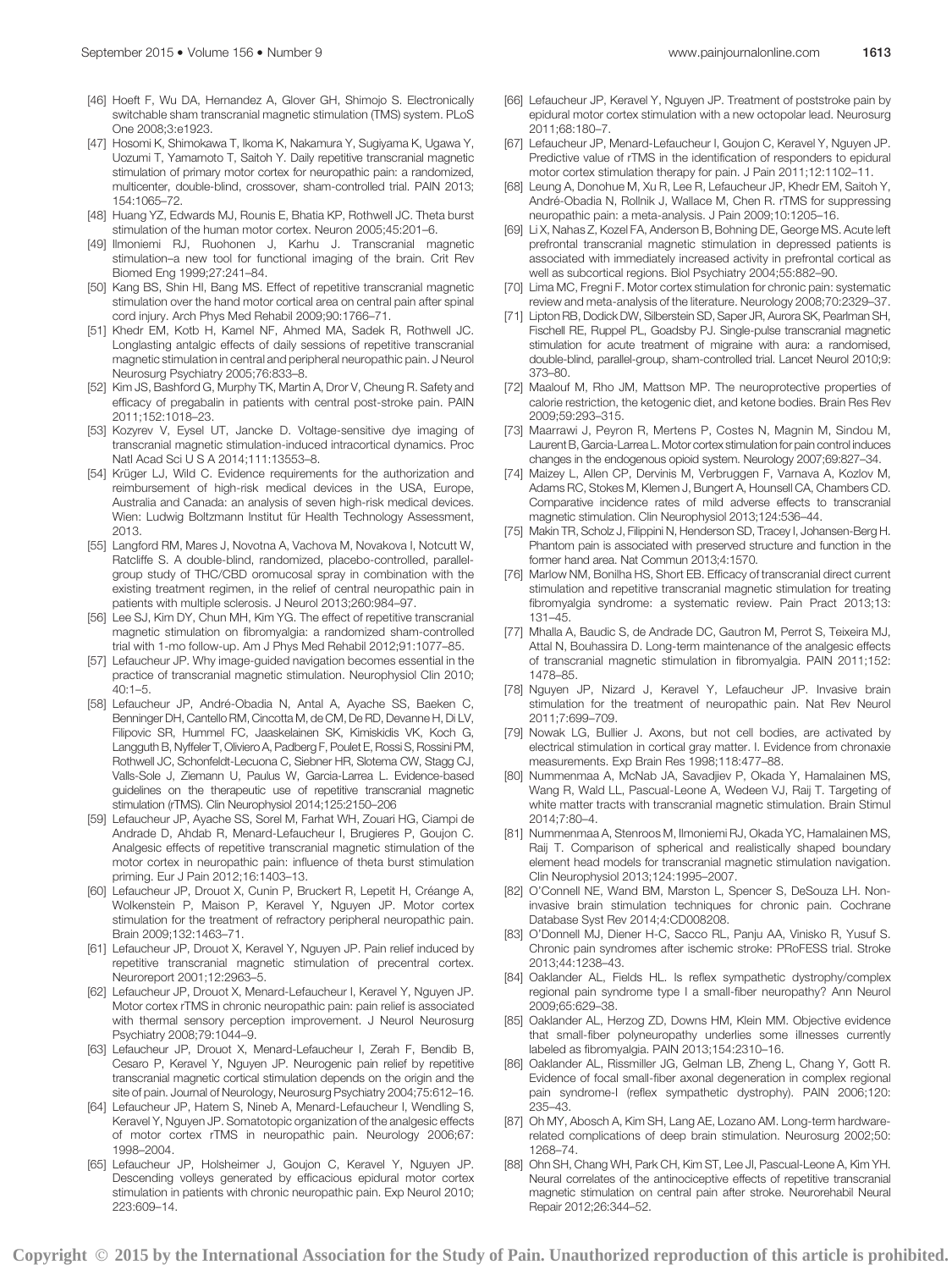[46] Hoeft F, Wu DA, Hernandez A, Glover GH, Shimojo S. Electronically switchable sham transcranial magnetic stimulation (TMS) system. PLoS One 2008;3:e1923.

[47] Hosomi K, Shimokawa T, Ikoma K, Nakamura Y, Sugiyama K, Ugawa Y, Uozumi T, Yamamoto T, Saitoh Y. Daily repetitive transcranial magnetic stimulation of primary motor cortex for neuropathic pain: a randomized, multicenter, double-blind, crossover, sham-controlled trial. PAIN 2013; 154:1065–72.

[48] Huang YZ, Edwards MJ, Rounis E, Bhatia KP, Rothwell JC. Theta burst stimulation of the human motor cortex. Neuron 2005;45:201–6.

[49] Ilmoniemi RJ, Ruohonen J, Karhu J. Transcranial magnetic stimulation–a new tool for functional imaging of the brain. Crit Rev Biomed Eng 1999;27:241–84.

[50] Kang BS, Shin HI, Bang MS. Effect of repetitive transcranial magnetic stimulation over the hand motor cortical area on central pain after spinal cord injury. Arch Phys Med Rehabil 2009;90:1766–71.

[51] Khedr EM, Kotb H, Kamel NF, Ahmed MA, Sadek R, Rothwell JC. Longlasting antalgic effects of daily sessions of repetitive transcranial magnetic stimulation in central and peripheral neuropathic pain. J Neurol Neurosurg Psychiatry 2005;76:833–8.

[52] Kim JS, Bashford G, Murphy TK, Martin A, Dror V, Cheung R. Safety and efficacy of pregabalin in patients with central post-stroke pain. PAIN 2011;152:1018–23.

[53] Kozyrev V, Eysel UT, Jancke D. Voltage-sensitive dye imaging of transcranial magnetic stimulation-induced intracortical dynamics. Proc Natl Acad Sci U S A 2014;111:13553–8.

[54] Krüger LJ, Wild C. Evidence requirements for the authorization and reimbursement of high-risk medical devices in the USA, Europe, Australia and Canada: an analysis of seven high-risk medical devices. Wien: Ludwig Boltzmann Institut für Health Technology Assessment, 2013.

[55] Langford RM, Mares J, Novotna A, Vachova M, Novakova I, Notcutt W, Ratcliffe S. A double-blind, randomized, placebo-controlled, parallel-group study of THC/CBD oromucosal spray in combination with the existing treatment regimen, in the relief of central neuropathic pain in patients with multiple sclerosis. J Neurol 2013;260:984–97.

[56] Lee SJ, Kim DY, Chun MH, Kim YG. The effect of repetitive transcranial magnetic stimulation on fibromyalgia: a randomized sham-controlled trial with 1-mo follow-up. Am J Phys Med Rehabil 2012;91:1077–85.

[57] Lefaucheur JP. Why image-guided navigation becomes essential in the practice of transcranial magnetic stimulation. Neurophysiol Clin 2010; 40:1–5.

[58] Lefaucheur JP, André-Obadia N, Antal A, Ayache SS, Baeken C, Benninger DH, Cantello RM, Cincotta M, de CM, De RD, Devanne H, Di LV, Filipovic SR, Hummel FC, Jaaskelainen SK, Kimiskidis VK, Koch G, Langguth B, Nyffeler T, Oliviero A, Padberg F, Poulet E, Rossi S, Rossini PM, Rothwell JC, Schonfeldt-Lecuona C, Siebner HR, Slotema CW, Stagg CJ, Valls-Sole J, Ziemann U, Paulus W, Garcia-Larrea L. Evidence-based guidelines on the therapeutic use of repetitive transcranial magnetic stimulation (rTMS). Clin Neurophysiol 2014;125:2150–206

[59] Lefaucheur JP, Ayache SS, Sorel M, Farhat WH, Zouari HG, Ciampi de Andrade D, Ahdab R, Menard-Lefaucheur I, Brugieres P, Goujon C. Analgesic effects of repetitive transcranial magnetic stimulation of the motor cortex in neuropathic pain: influence of theta burst stimulation priming. Eur J Pain 2012;16:1403–13.

[60] Lefaucheur JP, Drouot X, Cunin P, Bruckert R, Lepetit H, Créange A, Wolkenstein P, Maison P, Keravel Y, Nguyen JP. Motor cortex stimulation for the treatment of refractory peripheral neuropathic pain. Brain 2009;132:1463–71.

[61] Lefaucheur JP, Drouot X, Keravel Y, Nguyen JP. Pain relief induced by repetitive transcranial magnetic stimulation of precentral cortex. Neuroreport 2001;12:2963–5.

[62] Lefaucheur JP, Drouot X, Menard-Lefaucheur I, Keravel Y, Nguyen JP. Motor cortex rTMS in chronic neuropathic pain: pain relief is associated with thermal sensory perception improvement. J Neurol Neurosurg Psychiatry 2008;79:1044–9.

[63] Lefaucheur JP, Drouot X, Menard-Lefaucheur I, Zerah F, Bendib B, Cesaro P, Keravel Y, Nguyen JP. Neurogenic pain relief by repetitive transcranial magnetic cortical stimulation depends on the origin and the site of pain. Journal of Neurology, Neurosurg Psychiatry 2004;75:612–16.

[64] Lefaucheur JP, Hatem S, Nineb A, Menard-Lefaucheur I, Wendling S, Keravel Y, Nguyen JP. Somatotopic organization of the analgesic effects of motor cortex rTMS in neuropathic pain. Neurology 2006;67: 1998–2004.

[65] Lefaucheur JP, Holsheimer J, Goujon C, Keravel Y, Nguyen JP. Descending volleys generated by efficacious epidural motor cortex stimulation in patients with chronic neuropathic pain. Exp Neurol 2010; 223:609–14.

[66] Lefaucheur JP, Keravel Y, Nguyen JP. Treatment of poststroke pain by epidural motor cortex stimulation with a new octopolar lead. Neurosurg 2011;68:180–7.

[67] Lefaucheur JP, Menard-Lefaucheur I, Goujon C, Keravel Y, Nguyen JP. Predictive value of rTMS in the identification of responders to epidural motor cortex stimulation therapy for pain. J Pain 2011;12:1102–11.

[68] Leung A, Donohue M, Xu R, Lee R, Lefaucheur JP, Khedr EM, Saitoh Y, André-Obadia N, Rollnik J, Wallace M, Chen R. rTMS for suppressing neuropathic pain: a meta-analysis. J Pain 2009;10:1205–16.

[69] Li X, Nahas Z, Kozel FA, Anderson B, Bohning DE, George MS. Acute left prefrontal transcranial magnetic stimulation in depressed patients is associated with immediately increased activity in prefrontal cortical as well as subcortical regions. Biol Psychiatry 2004;55:882–90.

[70] Lima MC, Fregni F. Motor cortex stimulation for chronic pain: systematic review and meta-analysis of the literature. Neurology 2008;70:2329–37.

[71] Lipton RB, Dodick DW, Silberstein SD, Saper JR, Aurora SK, Pearlman SH, Fischell RE, Ruppel PL, Goadsby PJ. Single-pulse transcranial magnetic stimulation for acute treatment of migraine with aura: a randomised, double-blind, parallel-group, sham-controlled trial. Lancet Neurol 2010;9: 373–80.

[72] Maalouf M, Rho JM, Mattson MP. The neuroprotective properties of calorie restriction, the ketogenic diet, and ketone bodies. Brain Res Rev 2009;59:293–315.

[73] Maarrawi J, Peyron R, Mertens P, Costes N, Magnin M, Sindou M, Laurent B, Garcia-Larrea L. Motor cortex stimulation for pain control induces changes in the endogenous opioid system. Neurology 2007;69:827–34.

[74] Maizey L, Allen CP, Dervinis M, Verbruggen F, Varnava A, Kozlov M, Adams RC, Stokes M, Klemen J, Bungert A, Hounsell CA, Chambers CD. Comparative incidence rates of mild adverse effects to transcranial magnetic stimulation. Clin Neurophysiol 2013;124:536–44.

[75] Makin TR, Scholz J, Filippini N, Henderson SD, Tracey I, Johansen-Berg H. Phantom pain is associated with preserved structure and function in the former hand area. Nat Commun 2013;4:1570.

[76] Marlow NM, Bonilha HS, Short EB. Efficacy of transcranial direct current stimulation and repetitive transcranial magnetic stimulation for treating fibromyalgia syndrome: a systematic review. Pain Pract 2013;13: 131–45.

[77] Mhalla A, Baudic S, de Andrade DC, Gautron M, Perrot S, Teixeira MJ, Attal N, Bouhassira D. Long-term maintenance of the analgesic effects of transcranial magnetic stimulation in fibromyalgia. PAIN 2011;152: 1478–85.

[78] Nguyen JP, Nizard J, Keravel Y, Lefaucheur JP. Invasive brain stimulation for the treatment of neuropathic pain. Nat Rev Neurol 2011;7:699–709.

[79] Nowak LG, Bullier J. Axons, but not cell bodies, are activated by electrical stimulation in cortical gray matter. I. Evidence from chronaxie measurements. Exp Brain Res 1998;118:477–88.

[80] Nummenmaa A, McNab JA, Savadjiev P, Okada Y, Hamalainen MS, Wang R, Wald LL, Pascual-Leone A, Wedeen VJ, Raij T. Targeting of white matter tracts with transcranial magnetic stimulation. Brain Stimul 2014;7:80–4.

[81] Nummenmaa A, Stenroos M, Ilmoniemi RJ, Okada YC, Hamalainen MS, Raij T. Comparison of spherical and realistically shaped boundary element head models for transcranial magnetic stimulation navigation. Clin Neurophysiol 2013;124:1995–2007.

[82] O'Connell NE, Wand BM, Marston L, Spencer S, DeSouza LH. Non-invasive brain stimulation techniques for chronic pain. Cochrane Database Syst Rev 2014;4:CD008208.

[83] O'Donnell MJ, Diener H-C, Sacco RL, Panju AA, Vinisko R, Yusuf S. Chronic pain syndromes after ischemic stroke: PRoFESS trial. Stroke 2013;44:1238–43.

[84] Oaklander AL, Fields HL. Is reflex sympathetic dystrophy/complex regional pain syndrome type I a small-fiber neuropathy? Ann Neurol 2009;65:629–38.

[85] Oaklander AL, Herzog ZD, Downs HM, Klein MM. Objective evidence that small-fiber polyneuropathy underlies some illnesses currently labeled as fibromyalgia. PAIN 2013;154:2310–16.

[86] Oaklander AL, Rissmiller JG, Gelman LB, Zheng L, Chang Y, Gott R. Evidence of focal small-fiber axonal degeneration in complex regional pain syndrome-I (reflex sympathetic dystrophy). PAIN 2006;120: 235–43.

[87] Oh MY, Abosch A, Kim SH, Lang AE, Lozano AM. Long-term hardware-related complications of deep brain stimulation. Neurosurg 2002;50: 1268–74.

[88] Ohn SH, Chang WH, Park CH, Kim ST, Lee JI, Pascual-Leone A, Kim YH. Neural correlates of the antinociceptive effects of repetitive transcranial magnetic stimulation on central pain after stroke. Neurorehabil Neural Repair 2012;26:344–52.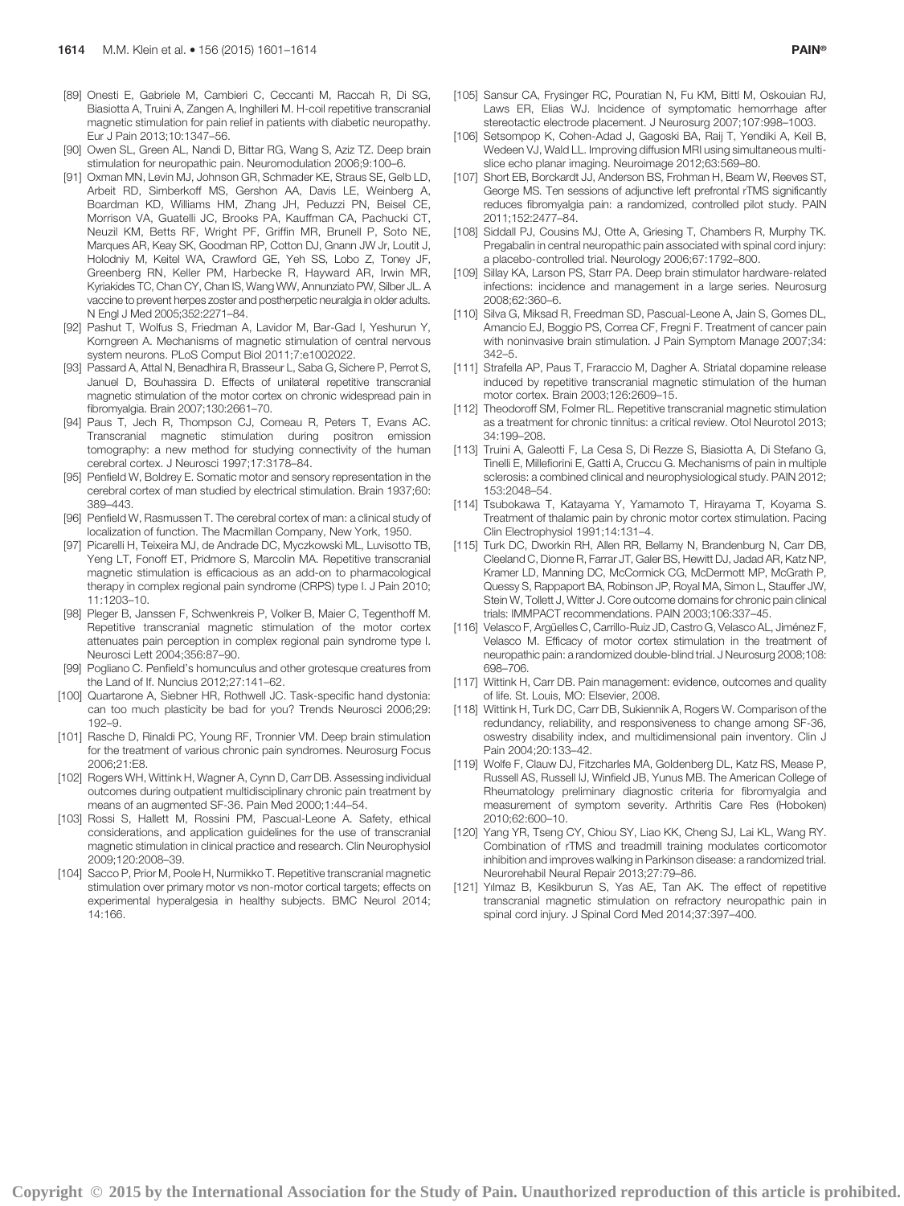[89] Onesti E, Gabriele M, Cambieri C, Ceccanti M, Raccah R, Di SG, Biasiotta A, Truini A, Zangen A, Inghilleri M. H-coil repetitive transcranial magnetic stimulation for pain relief in patients with diabetic neuropathy. Eur J Pain 2013;10:1347–56.

[90] Owen SL, Green AL, Nandi D, Bittar RG, Wang S, Aziz TZ. Deep brain stimulation for neuropathic pain. Neuromodulation 2006;9:100–6.

[91] Oxman MN, Levin MJ, Johnson GR, Schmader KE, Straus SE, Gelb LD, Arbeit RD, Simberkoff MS, Gershon AA, Davis LE, Weinberg A, Boardman KD, Williams HM, Zhang JH, Peduzzi PN, Beisel CE, Morrison VA, Guatelli JC, Brooks PA, Kauffman CA, Pachucki CT, Neuzil KM, Betts RF, Wright PF, Griffin MR, Brunell P, Soto NE, Marques AR, Keay SK, Goodman RP, Cotton DJ, Gnann JW Jr, Loutit J, Holodniy M, Keitel WA, Crawford GE, Yeh SS, Lobo Z, Toney JF, Greenberg RN, Keller PM, Harbecke R, Hayward AR, Irwin MR, Kyriakides TC, Chan CY, Chan IS, Wang WW, Annunziato PW, Silber JL. A vaccine to prevent herpes zoster and postherpetic neuralgia in older adults. N Engl J Med 2005;352:2271–84.

[92] Pashut T, Wolfus S, Friedman A, Lavidor M, Bar-Gad I, Yeshurun Y, Korngreen A. Mechanisms of magnetic stimulation of central nervous system neurons. PLoS Comput Biol 2011;7:e1002022.

[93] Passard A, Attal N, Benadhira R, Brasseur L, Saba G, Sichere P, Perrot S, Januel D, Bouhassira D. Effects of unilateral repetitive transcranial magnetic stimulation of the motor cortex on chronic widespread pain in fibromyalgia. Brain 2007;130:2661–70.

[94] Paus T, Jech R, Thompson CJ, Comeau R, Peters T, Evans AC. Transcranial magnetic stimulation during positron emission tomography: a new method for studying connectivity of the human cerebral cortex. J Neurosci 1997;17:3178–84.

[95] Penfield W, Boldrey E. Somatic motor and sensory representation in the cerebral cortex of man studied by electrical stimulation. Brain 1937;60: 389–443.

[96] Penfield W, Rasmussen T. The cerebral cortex of man: a clinical study of localization of function. The Macmillan Company, New York, 1950.

[97] Picarelli H, Teixeira MJ, de Andrade DC, Myczkowski ML, Luvisotto TB, Yeng LT, Fonoff ET, Pridmore S, Marcolin MA. Repetitive transcranial magnetic stimulation is efficacious as an add-on to pharmacological therapy in complex regional pain syndrome (CRPS) type I. J Pain 2010; 11:1203–10.

[98] Pleger B, Janssen F, Schwenkreis P, Volker B, Maier C, Tegenthoff M. Repetitive transcranial magnetic stimulation of the motor cortex attenuates pain perception in complex regional pain syndrome type I. Neurosci Lett 2004;356:87–90.

[99] Pogliano C. Penfield's homunculus and other grotesque creatures from the Land of If. Nuncius 2012;27:141–62.

[100] Quartarone A, Siebner HR, Rothwell JC. Task-specific hand dystonia: can too much plasticity be bad for you? Trends Neurosci 2006;29: 192–9.

[101] Rasche D, Rinaldi PC, Young RF, Tronnier VM. Deep brain stimulation for the treatment of various chronic pain syndromes. Neurosurg Focus 2006;21:E8.

[102] Rogers WH, Wittink H, Wagner A, Cynn D, Carr DB. Assessing individual outcomes during outpatient multidisciplinary chronic pain treatment by means of an augmented SF-36. Pain Med 2000;1:44–54.

[103] Rossi S, Hallett M, Rossini PM, Pascual-Leone A. Safety, ethical considerations, and application guidelines for the use of transcranial magnetic stimulation in clinical practice and research. Clin Neurophysiol 2009;120:2008–39.

[104] Sacco P, Prior M, Poole H, Nurmikko T. Repetitive transcranial magnetic stimulation over primary motor vs non-motor cortical targets; effects on experimental hyperalgesia in healthy subjects. BMC Neurol 2014; 14:166.

[105] Sansur CA, Frysinger RC, Pouratian N, Fu KM, Bittl M, Oskouian RJ, Laws ER, Elias WJ. Incidence of symptomatic hemorrhage after stereotactic electrode placement. J Neurosurg 2007;107:998–1003.

[106] Setsompop K, Cohen-Adad J, Gagoski BA, Raij T, Yendiki A, Keil B, Wedeen VJ, Wald LL. Improving diffusion MRI using simultaneous multi-slice echo planar imaging. Neuroimage 2012;63:569–80.

[107] Short EB, Borckardt JJ, Anderson BS, Frohman H, Beam W, Reeves ST, George MS. Ten sessions of adjunctive left prefrontal rTMS significantly reduces fibromyalgia pain: a randomized, controlled pilot study. PAIN 2011;152:2477–84.

[108] Siddall PJ, Cousins MJ, Otte A, Griesing T, Chambers R, Murphy TK. Pregabalin in central neuropathic pain associated with spinal cord injury: a placebo-controlled trial. Neurology 2006;67:1792–800.

[109] Sillay KA, Larson PS, Starr PA. Deep brain stimulator hardware-related infections: incidence and management in a large series. Neurosurg 2008;62:360–6.

[110] Silva G, Miksad R, Freedman SD, Pascual-Leone A, Jain S, Gomes DL, Amancio EJ, Boggio PS, Correa CF, Fregni F. Treatment of cancer pain with noninvasive brain stimulation. J Pain Symptom Manage 2007;34: 342–5.

[111] Strafella AP, Paus T, Fraraccio M, Dagher A. Striatal dopamine release induced by repetitive transcranial magnetic stimulation of the human motor cortex. Brain 2003;126:2609–15.

[112] Theodoroff SM, Folmer RL. Repetitive transcranial magnetic stimulation as a treatment for chronic tinnitus: a critical review. Otol Neurotol 2013; 34:199–208.

[113] Truini A, Galeotti F, La Cesa S, Di Rezze S, Biasiotta A, Di Stefano G, Tinelli E, Millefiorini E, Gatti A, Cruccu G. Mechanisms of pain in multiple sclerosis: a combined clinical and neurophysiological study. PAIN 2012; 153:2048–54.

[114] Tsubokawa T, Katayama Y, Yamamoto T, Hirayama T, Koyama S. Treatment of thalamic pain by chronic motor cortex stimulation. Pacing Clin Electrophysiol 1991;14:131–4.

[115] Turk DC, Dworkin RH, Allen RR, Bellamy N, Brandenburg N, Carr DB, Cleeland C, Dionne R, Farrar JT, Galer BS, Hewitt DJ, Jadad AR, Katz NP, Kramer LD, Manning DC, McCormick CG, McDermott MP, McGrath P, Quessy S, Rappaport BA, Robinson JP, Royal MA, Simon L, Stauffer JW, Stein W, Tollett J, Witter J. Core outcome domains for chronic pain clinical trials: IMMPACT recommendations. PAIN 2003;106:337–45.

[116] Velasco F, Argüelles C, Carrillo-Ruiz JD, Castro G, Velasco AL, Jiménez F, Velasco M. Efficacy of motor cortex stimulation in the treatment of neuropathic pain: a randomized double-blind trial. J Neurosurg 2008;108: 698–706.

[117] Wittink H, Carr DB. Pain management: evidence, outcomes and quality of life. St. Louis, MO: Elsevier, 2008.

[118] Wittink H, Turk DC, Carr DB, Sukiennik A, Rogers W. Comparison of the redundancy, reliability, and responsiveness to change among SF-36, oswestry disability index, and multidimensional pain inventory. Clin J Pain 2004;20:133–42.

[119] Wolfe F, Clauw DJ, Fitzcharles MA, Goldenberg DL, Katz RS, Mease P, Russell AS, Russell IJ, Winfield JB, Yunus MB. The American College of Rheumatology preliminary diagnostic criteria for fibromyalgia and measurement of symptom severity. Arthritis Care Res (Hoboken) 2010;62:600–10.

[120] Yang YR, Tseng CY, Chiou SY, Liao KK, Cheng SJ, Lai KL, Wang RY. Combination of rTMS and treadmill training modulates corticomotor inhibition and improves walking in Parkinson disease: a randomized trial. Neurorehabil Neural Repair 2013;27:79–86.

[121] Yılmaz B, Kesikburun S, Yas AE, Tan AK. The effect of repetitive transcranial magnetic stimulation on refractory neuropathic pain in spinal cord injury. J Spinal Cord Med 2014;37:397–400.

Copyright © 2015 by the International Association for the Study of Pain. Unauthorized reproduction of this article is prohibited.